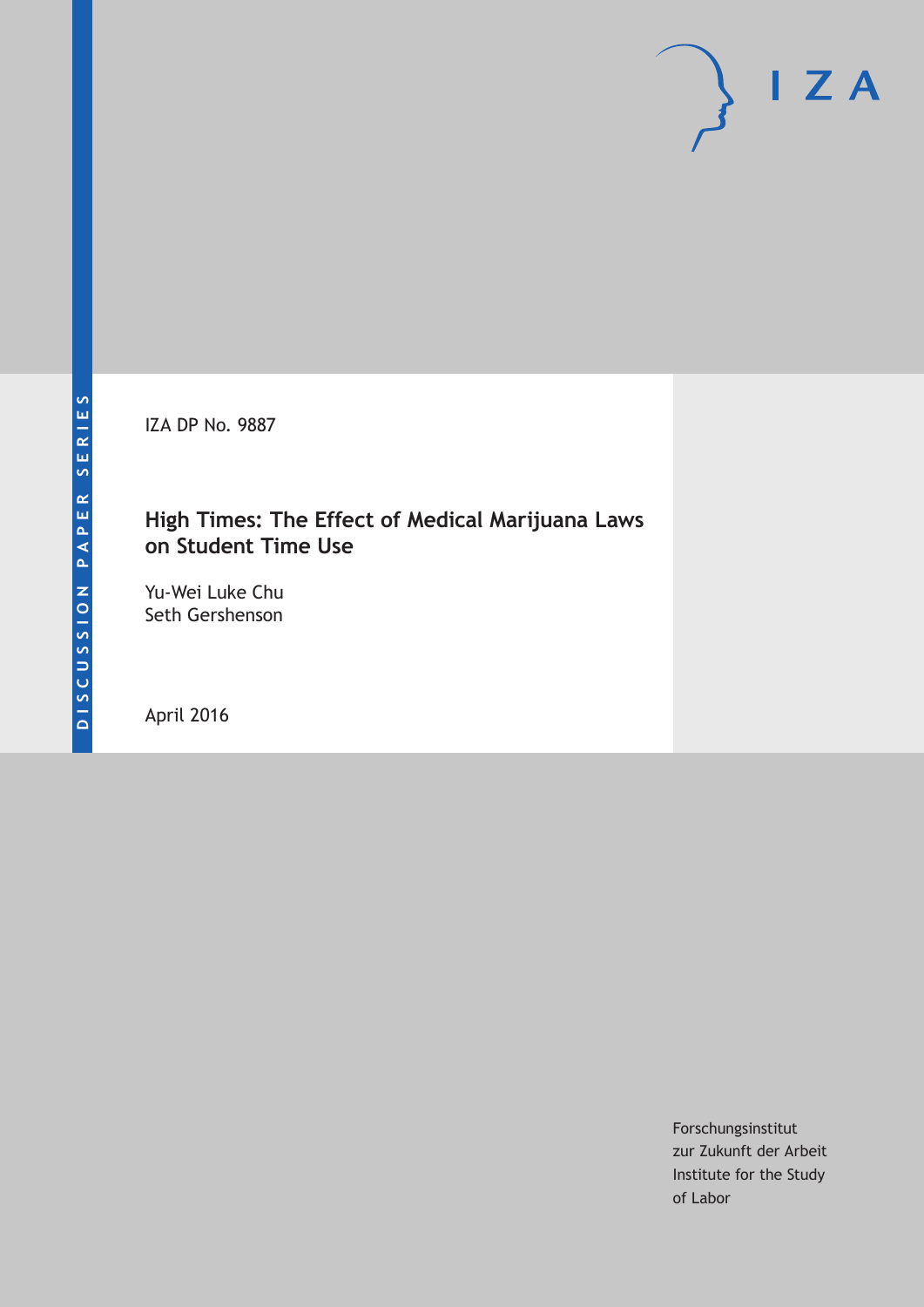DISCUSSION PAPER SERIES

IZA DP No. 9887

# High Times: The Effect of Medical Marijuana Laws on Student Time Use

Yu-Wei Luke Chu
Seth Gershenson

April 2016

Forschungsinstitut
zur Zukunft der Arbeit
Institute for the Study
of Labor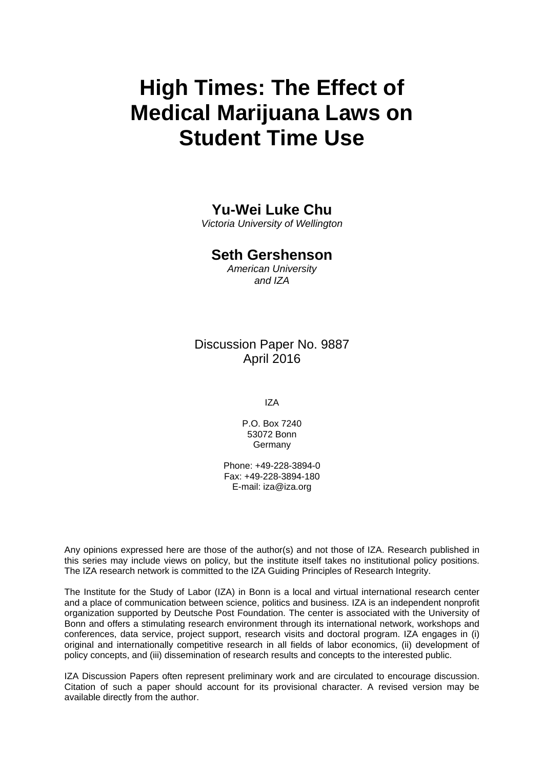# High Times: The Effect of Medical Marijuana Laws on Student Time Use

**Yu-Wei Luke Chu**
*Victoria University of Wellington*

**Seth Gershenson**
*American University and IZA*

Discussion Paper No. 9887
April 2016

IZA

P.O. Box 7240
53072 Bonn
Germany

Phone: +49-228-3894-0
Fax: +49-228-3894-180
E-mail: iza@iza.org

Any opinions expressed here are those of the author(s) and not those of IZA. Research published in this series may include views on policy, but the institute itself takes no institutional policy positions. The IZA research network is committed to the IZA Guiding Principles of Research Integrity.

The Institute for the Study of Labor (IZA) in Bonn is a local and virtual international research center and a place of communication between science, politics and business. IZA is an independent nonprofit organization supported by Deutsche Post Foundation. The center is associated with the University of Bonn and offers a stimulating research environment through its international network, workshops and conferences, data service, project support, research visits and doctoral program. IZA engages in (i) original and internationally competitive research in all fields of labor economics, (ii) development of policy concepts, and (iii) dissemination of research results and concepts to the interested public.

IZA Discussion Papers often represent preliminary work and are circulated to encourage discussion. Citation of such a paper should account for its provisional character. A revised version may be available directly from the author.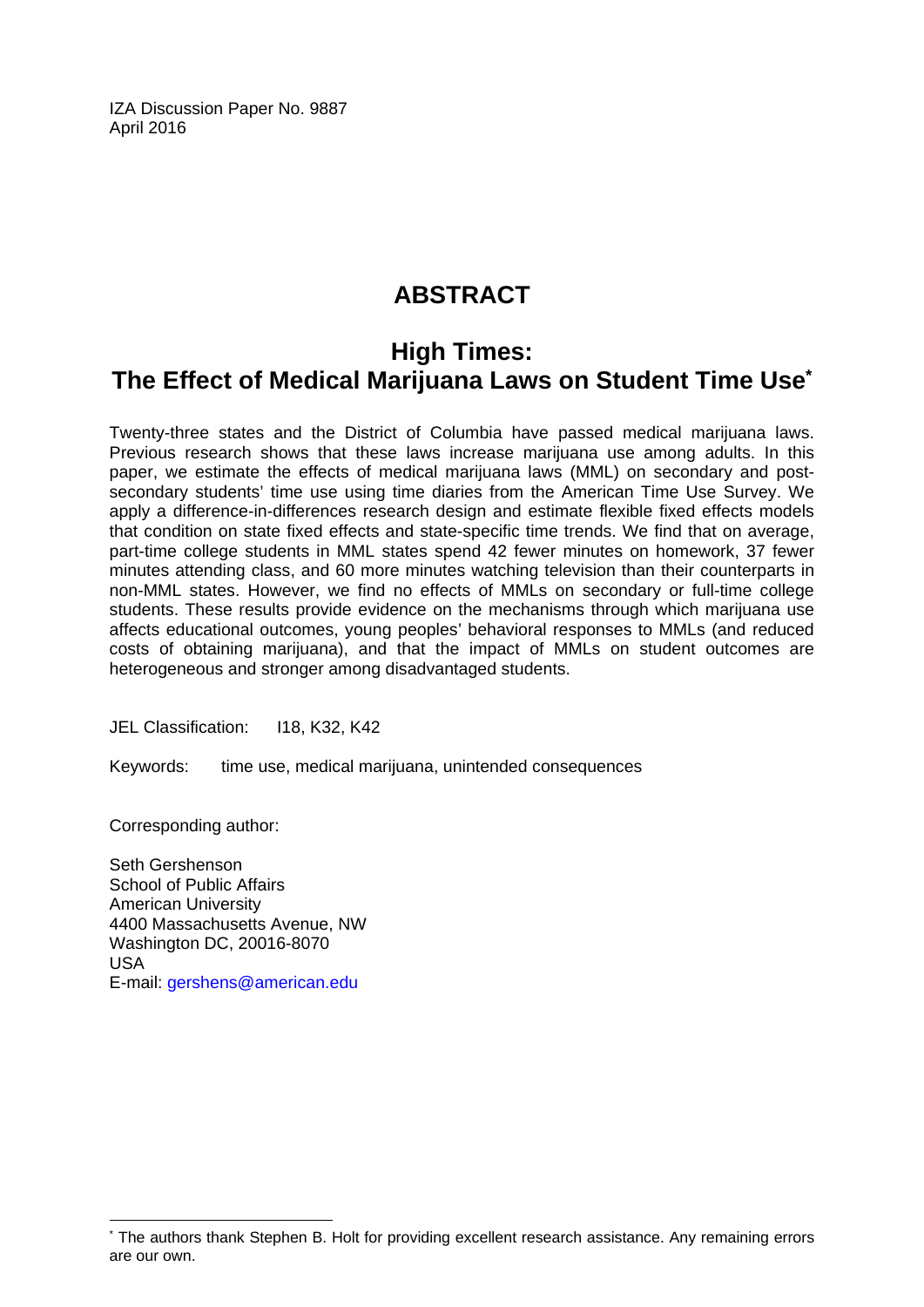IZA Discussion Paper No. 9887
April 2016

# ABSTRACT

## High Times: The Effect of Medical Marijuana Laws on Student Time Use*

Twenty-three states and the District of Columbia have passed medical marijuana laws. Previous research shows that these laws increase marijuana use among adults. In this paper, we estimate the effects of medical marijuana laws (MML) on secondary and post-secondary students' time use using time diaries from the American Time Use Survey. We apply a difference-in-differences research design and estimate flexible fixed effects models that condition on state fixed effects and state-specific time trends. We find that on average, part-time college students in MML states spend 42 fewer minutes on homework, 37 fewer minutes attending class, and 60 more minutes watching television than their counterparts in non-MML states. However, we find no effects of MMLs on secondary or full-time college students. These results provide evidence on the mechanisms through which marijuana use affects educational outcomes, young peoples' behavioral responses to MMLs (and reduced costs of obtaining marijuana), and that the impact of MMLs on student outcomes are heterogeneous and stronger among disadvantaged students.

JEL Classification: I18, K32, K42

Keywords: time use, medical marijuana, unintended consequences

Corresponding author:

Seth Gershenson
School of Public Affairs
American University
4400 Massachusetts Avenue, NW
Washington DC, 20016-8070
USA
E-mail: gershens@american.edu

---

* The authors thank Stephen B. Holt for providing excellent research assistance. Any remaining errors are our own.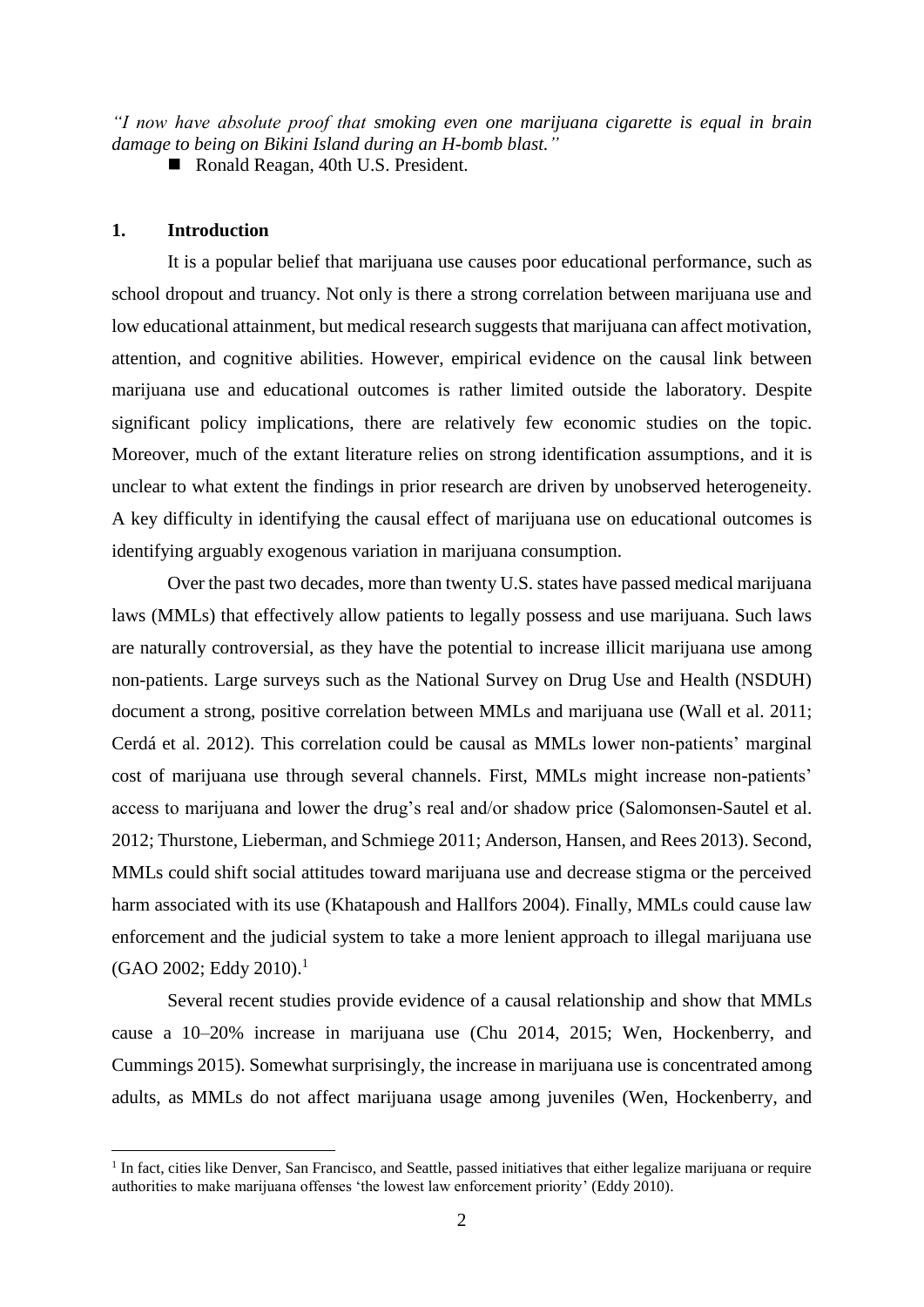*"I now have absolute proof that smoking even one marijuana cigarette is equal in brain damage to being on Bikini Island during an H-bomb blast."*

- Ronald Reagan, 40th U.S. President.

## 1. Introduction

It is a popular belief that marijuana use causes poor educational performance, such as school dropout and truancy. Not only is there a strong correlation between marijuana use and low educational attainment, but medical research suggests that marijuana can affect motivation, attention, and cognitive abilities. However, empirical evidence on the causal link between marijuana use and educational outcomes is rather limited outside the laboratory. Despite significant policy implications, there are relatively few economic studies on the topic. Moreover, much of the extant literature relies on strong identification assumptions, and it is unclear to what extent the findings in prior research are driven by unobserved heterogeneity. A key difficulty in identifying the causal effect of marijuana use on educational outcomes is identifying arguably exogenous variation in marijuana consumption.

Over the past two decades, more than twenty U.S. states have passed medical marijuana laws (MMLs) that effectively allow patients to legally possess and use marijuana. Such laws are naturally controversial, as they have the potential to increase illicit marijuana use among non-patients. Large surveys such as the National Survey on Drug Use and Health (NSDUH) document a strong, positive correlation between MMLs and marijuana use (Wall et al. 2011; Cerdá et al. 2012). This correlation could be causal as MMLs lower non-patients' marginal cost of marijuana use through several channels. First, MMLs might increase non-patients' access to marijuana and lower the drug's real and/or shadow price (Salomonsen-Sautel et al. 2012; Thurstone, Lieberman, and Schmiege 2011; Anderson, Hansen, and Rees 2013). Second, MMLs could shift social attitudes toward marijuana use and decrease stigma or the perceived harm associated with its use (Khatapoush and Hallfors 2004). Finally, MMLs could cause law enforcement and the judicial system to take a more lenient approach to illegal marijuana use (GAO 2002; Eddy 2010).[1]

Several recent studies provide evidence of a causal relationship and show that MMLs cause a 10–20% increase in marijuana use (Chu 2014, 2015; Wen, Hockenberry, and Cummings 2015). Somewhat surprisingly, the increase in marijuana use is concentrated among adults, as MMLs do not affect marijuana usage among juveniles (Wen, Hockenberry, and

[1] In fact, cities like Denver, San Francisco, and Seattle, passed initiatives that either legalize marijuana or require authorities to make marijuana offenses 'the lowest law enforcement priority' (Eddy 2010).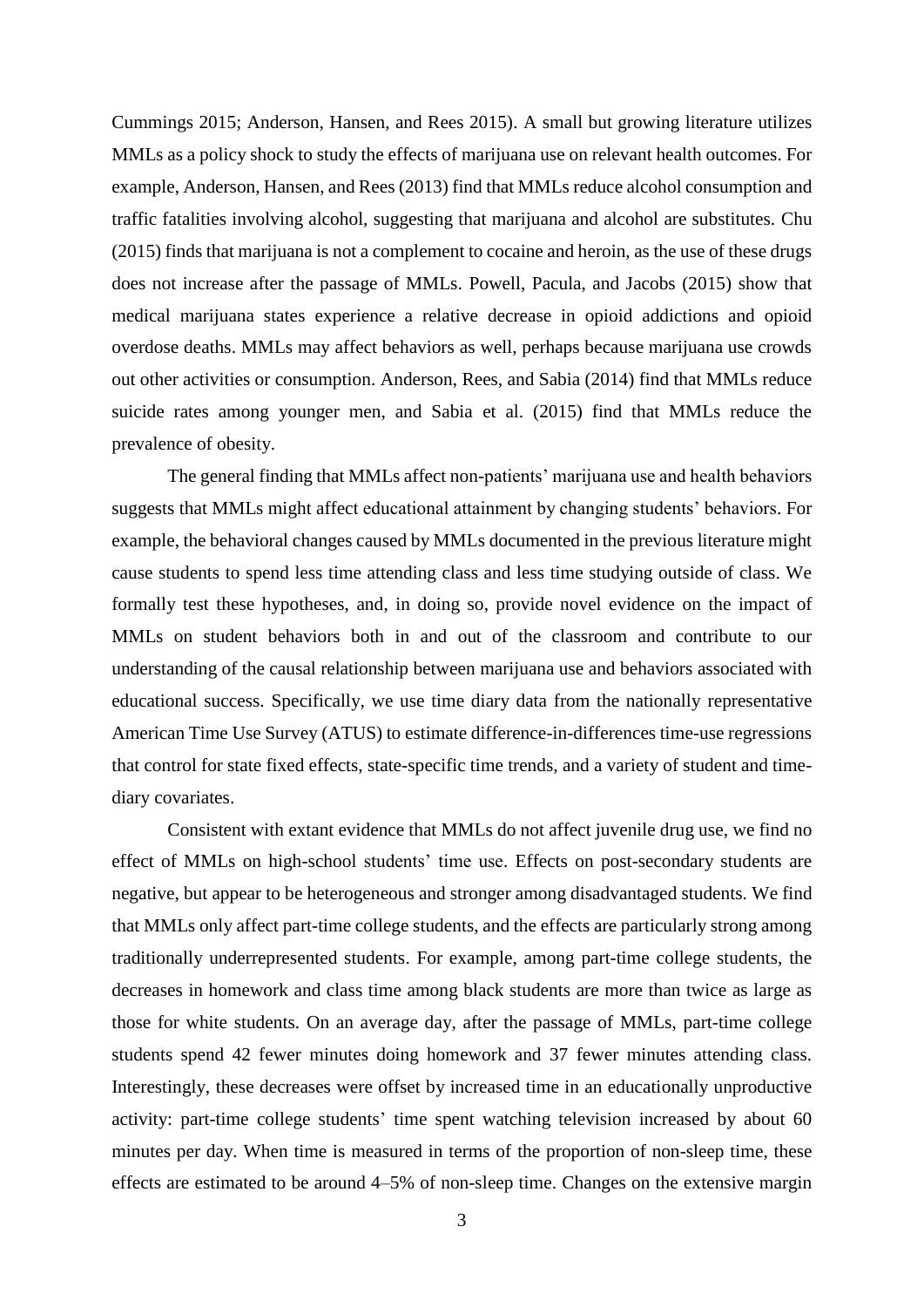Cummings 2015; Anderson, Hansen, and Rees 2015). A small but growing literature utilizes MMLs as a policy shock to study the effects of marijuana use on relevant health outcomes. For example, Anderson, Hansen, and Rees (2013) find that MMLs reduce alcohol consumption and traffic fatalities involving alcohol, suggesting that marijuana and alcohol are substitutes. Chu (2015) finds that marijuana is not a complement to cocaine and heroin, as the use of these drugs does not increase after the passage of MMLs. Powell, Pacula, and Jacobs (2015) show that medical marijuana states experience a relative decrease in opioid addictions and opioid overdose deaths. MMLs may affect behaviors as well, perhaps because marijuana use crowds out other activities or consumption. Anderson, Rees, and Sabia (2014) find that MMLs reduce suicide rates among younger men, and Sabia et al. (2015) find that MMLs reduce the prevalence of obesity.

The general finding that MMLs affect non-patients' marijuana use and health behaviors suggests that MMLs might affect educational attainment by changing students' behaviors. For example, the behavioral changes caused by MMLs documented in the previous literature might cause students to spend less time attending class and less time studying outside of class. We formally test these hypotheses, and, in doing so, provide novel evidence on the impact of MMLs on student behaviors both in and out of the classroom and contribute to our understanding of the causal relationship between marijuana use and behaviors associated with educational success. Specifically, we use time diary data from the nationally representative American Time Use Survey (ATUS) to estimate difference-in-differences time-use regressions that control for state fixed effects, state-specific time trends, and a variety of student and time-diary covariates.

Consistent with extant evidence that MMLs do not affect juvenile drug use, we find no effect of MMLs on high-school students' time use. Effects on post-secondary students are negative, but appear to be heterogeneous and stronger among disadvantaged students. We find that MMLs only affect part-time college students, and the effects are particularly strong among traditionally underrepresented students. For example, among part-time college students, the decreases in homework and class time among black students are more than twice as large as those for white students. On an average day, after the passage of MMLs, part-time college students spend 42 fewer minutes doing homework and 37 fewer minutes attending class. Interestingly, these decreases were offset by increased time in an educationally unproductive activity: part-time college students' time spent watching television increased by about 60 minutes per day. When time is measured in terms of the proportion of non-sleep time, these effects are estimated to be around 4–5% of non-sleep time. Changes on the extensive margin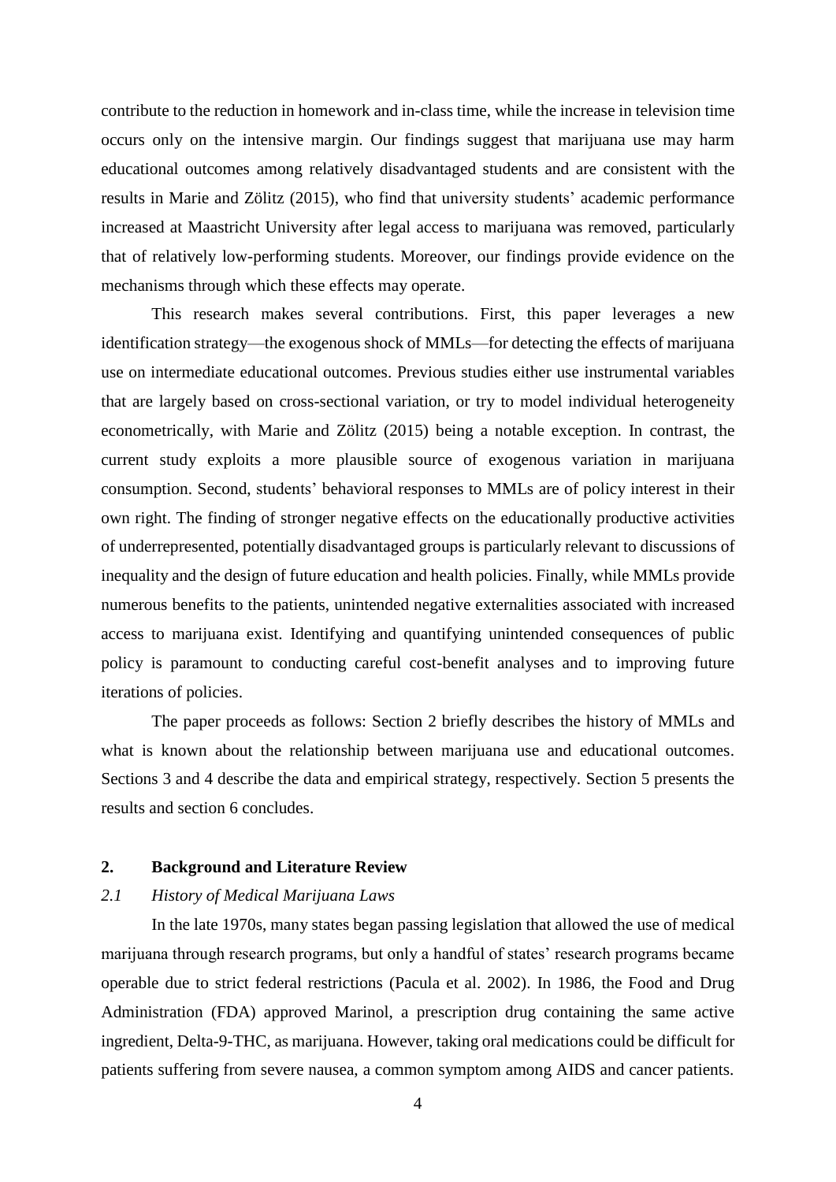contribute to the reduction in homework and in-class time, while the increase in television time occurs only on the intensive margin. Our findings suggest that marijuana use may harm educational outcomes among relatively disadvantaged students and are consistent with the results in Marie and Zölitz (2015), who find that university students' academic performance increased at Maastricht University after legal access to marijuana was removed, particularly that of relatively low-performing students. Moreover, our findings provide evidence on the mechanisms through which these effects may operate.

This research makes several contributions. First, this paper leverages a new identification strategy—the exogenous shock of MMLs—for detecting the effects of marijuana use on intermediate educational outcomes. Previous studies either use instrumental variables that are largely based on cross-sectional variation, or try to model individual heterogeneity econometrically, with Marie and Zölitz (2015) being a notable exception. In contrast, the current study exploits a more plausible source of exogenous variation in marijuana consumption. Second, students' behavioral responses to MMLs are of policy interest in their own right. The finding of stronger negative effects on the educationally productive activities of underrepresented, potentially disadvantaged groups is particularly relevant to discussions of inequality and the design of future education and health policies. Finally, while MMLs provide numerous benefits to the patients, unintended negative externalities associated with increased access to marijuana exist. Identifying and quantifying unintended consequences of public policy is paramount to conducting careful cost-benefit analyses and to improving future iterations of policies.

The paper proceeds as follows: Section 2 briefly describes the history of MMLs and what is known about the relationship between marijuana use and educational outcomes. Sections 3 and 4 describe the data and empirical strategy, respectively. Section 5 presents the results and section 6 concludes.

## 2. Background and Literature Review

### *2.1 History of Medical Marijuana Laws*

In the late 1970s, many states began passing legislation that allowed the use of medical marijuana through research programs, but only a handful of states' research programs became operable due to strict federal restrictions (Pacula et al. 2002). In 1986, the Food and Drug Administration (FDA) approved Marinol, a prescription drug containing the same active ingredient, Delta-9-THC, as marijuana. However, taking oral medications could be difficult for patients suffering from severe nausea, a common symptom among AIDS and cancer patients.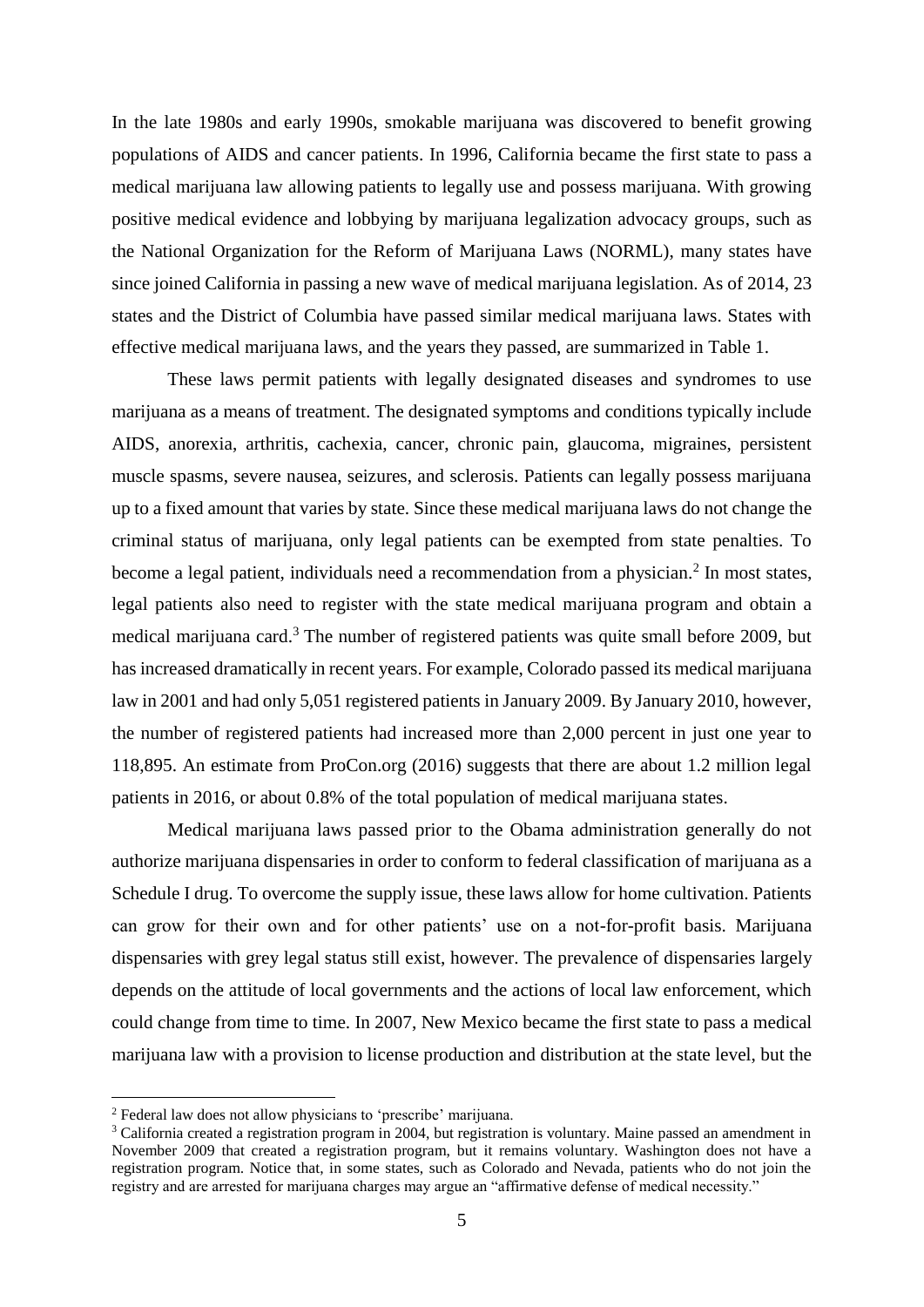In the late 1980s and early 1990s, smokable marijuana was discovered to benefit growing populations of AIDS and cancer patients. In 1996, California became the first state to pass a medical marijuana law allowing patients to legally use and possess marijuana. With growing positive medical evidence and lobbying by marijuana legalization advocacy groups, such as the National Organization for the Reform of Marijuana Laws (NORML), many states have since joined California in passing a new wave of medical marijuana legislation. As of 2014, 23 states and the District of Columbia have passed similar medical marijuana laws. States with effective medical marijuana laws, and the years they passed, are summarized in Table 1.

These laws permit patients with legally designated diseases and syndromes to use marijuana as a means of treatment. The designated symptoms and conditions typically include AIDS, anorexia, arthritis, cachexia, cancer, chronic pain, glaucoma, migraines, persistent muscle spasms, severe nausea, seizures, and sclerosis. Patients can legally possess marijuana up to a fixed amount that varies by state. Since these medical marijuana laws do not change the criminal status of marijuana, only legal patients can be exempted from state penalties. To become a legal patient, individuals need a recommendation from a physician.[2] In most states, legal patients also need to register with the state medical marijuana program and obtain a medical marijuana card.[3] The number of registered patients was quite small before 2009, but has increased dramatically in recent years. For example, Colorado passed its medical marijuana law in 2001 and had only 5,051 registered patients in January 2009. By January 2010, however, the number of registered patients had increased more than 2,000 percent in just one year to 118,895. An estimate from ProCon.org (2016) suggests that there are about 1.2 million legal patients in 2016, or about 0.8% of the total population of medical marijuana states.

Medical marijuana laws passed prior to the Obama administration generally do not authorize marijuana dispensaries in order to conform to federal classification of marijuana as a Schedule I drug. To overcome the supply issue, these laws allow for home cultivation. Patients can grow for their own and for other patients' use on a not-for-profit basis. Marijuana dispensaries with grey legal status still exist, however. The prevalence of dispensaries largely depends on the attitude of local governments and the actions of local law enforcement, which could change from time to time. In 2007, New Mexico became the first state to pass a medical marijuana law with a provision to license production and distribution at the state level, but the

[2] Federal law does not allow physicians to 'prescribe' marijuana.

[3] California created a registration program in 2004, but registration is voluntary. Maine passed an amendment in November 2009 that created a registration program, but it remains voluntary. Washington does not have a registration program. Notice that, in some states, such as Colorado and Nevada, patients who do not join the registry and are arrested for marijuana charges may argue an "affirmative defense of medical necessity."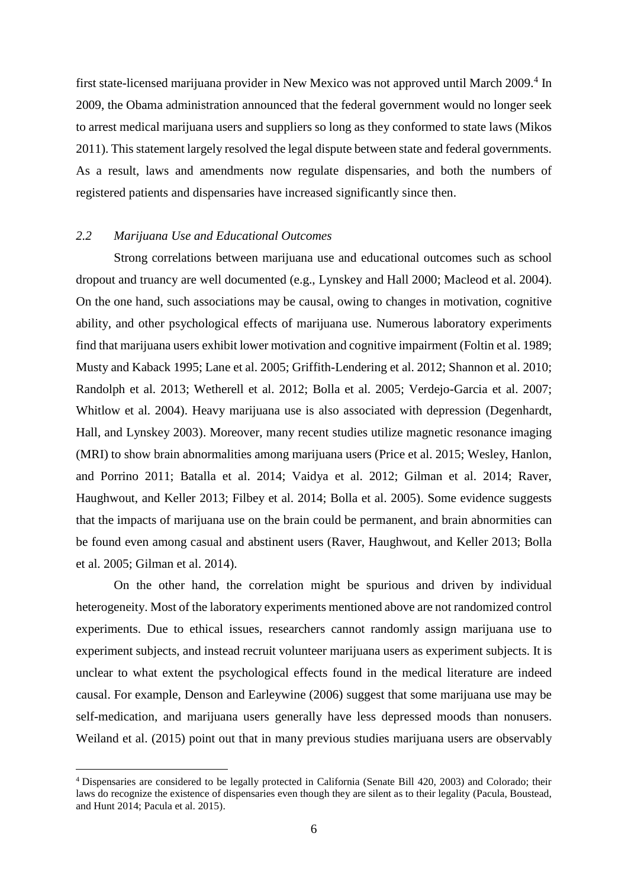first state-licensed marijuana provider in New Mexico was not approved until March 2009.[4] In 2009, the Obama administration announced that the federal government would no longer seek to arrest medical marijuana users and suppliers so long as they conformed to state laws (Mikos 2011). This statement largely resolved the legal dispute between state and federal governments. As a result, laws and amendments now regulate dispensaries, and both the numbers of registered patients and dispensaries have increased significantly since then.

### *2.2 Marijuana Use and Educational Outcomes*

Strong correlations between marijuana use and educational outcomes such as school dropout and truancy are well documented (e.g., Lynskey and Hall 2000; Macleod et al. 2004). On the one hand, such associations may be causal, owing to changes in motivation, cognitive ability, and other psychological effects of marijuana use. Numerous laboratory experiments find that marijuana users exhibit lower motivation and cognitive impairment (Foltin et al. 1989; Musty and Kaback 1995; Lane et al. 2005; Griffith-Lendering et al. 2012; Shannon et al. 2010; Randolph et al. 2013; Wetherell et al. 2012; Bolla et al. 2005; Verdejo-Garcia et al. 2007; Whitlow et al. 2004). Heavy marijuana use is also associated with depression (Degenhardt, Hall, and Lynskey 2003). Moreover, many recent studies utilize magnetic resonance imaging (MRI) to show brain abnormalities among marijuana users (Price et al. 2015; Wesley, Hanlon, and Porrino 2011; Batalla et al. 2014; Vaidya et al. 2012; Gilman et al. 2014; Raver, Haughwout, and Keller 2013; Filbey et al. 2014; Bolla et al. 2005). Some evidence suggests that the impacts of marijuana use on the brain could be permanent, and brain abnormities can be found even among casual and abstinent users (Raver, Haughwout, and Keller 2013; Bolla et al. 2005; Gilman et al. 2014).

On the other hand, the correlation might be spurious and driven by individual heterogeneity. Most of the laboratory experiments mentioned above are not randomized control experiments. Due to ethical issues, researchers cannot randomly assign marijuana use to experiment subjects, and instead recruit volunteer marijuana users as experiment subjects. It is unclear to what extent the psychological effects found in the medical literature are indeed causal. For example, Denson and Earleywine (2006) suggest that some marijuana use may be self-medication, and marijuana users generally have less depressed moods than nonusers. Weiland et al. (2015) point out that in many previous studies marijuana users are observably

[4] Dispensaries are considered to be legally protected in California (Senate Bill 420, 2003) and Colorado; their laws do recognize the existence of dispensaries even though they are silent as to their legality (Pacula, Boustead, and Hunt 2014; Pacula et al. 2015).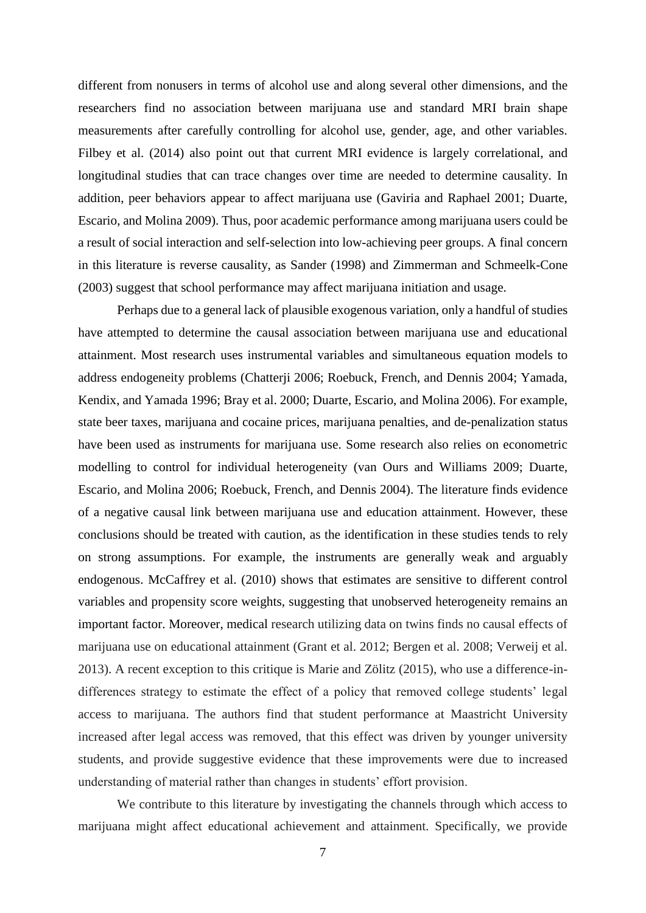different from nonusers in terms of alcohol use and along several other dimensions, and the researchers find no association between marijuana use and standard MRI brain shape measurements after carefully controlling for alcohol use, gender, age, and other variables. Filbey et al. (2014) also point out that current MRI evidence is largely correlational, and longitudinal studies that can trace changes over time are needed to determine causality. In addition, peer behaviors appear to affect marijuana use (Gaviria and Raphael 2001; Duarte, Escario, and Molina 2009). Thus, poor academic performance among marijuana users could be a result of social interaction and self-selection into low-achieving peer groups. A final concern in this literature is reverse causality, as Sander (1998) and Zimmerman and Schmeelk-Cone (2003) suggest that school performance may affect marijuana initiation and usage.

Perhaps due to a general lack of plausible exogenous variation, only a handful of studies have attempted to determine the causal association between marijuana use and educational attainment. Most research uses instrumental variables and simultaneous equation models to address endogeneity problems (Chatterji 2006; Roebuck, French, and Dennis 2004; Yamada, Kendix, and Yamada 1996; Bray et al. 2000; Duarte, Escario, and Molina 2006). For example, state beer taxes, marijuana and cocaine prices, marijuana penalties, and de-penalization status have been used as instruments for marijuana use. Some research also relies on econometric modelling to control for individual heterogeneity (van Ours and Williams 2009; Duarte, Escario, and Molina 2006; Roebuck, French, and Dennis 2004). The literature finds evidence of a negative causal link between marijuana use and education attainment. However, these conclusions should be treated with caution, as the identification in these studies tends to rely on strong assumptions. For example, the instruments are generally weak and arguably endogenous. McCaffrey et al. (2010) shows that estimates are sensitive to different control variables and propensity score weights, suggesting that unobserved heterogeneity remains an important factor. Moreover, medical research utilizing data on twins finds no causal effects of marijuana use on educational attainment (Grant et al. 2012; Bergen et al. 2008; Verweij et al. 2013). A recent exception to this critique is Marie and Zölitz (2015), who use a difference-in-differences strategy to estimate the effect of a policy that removed college students' legal access to marijuana. The authors find that student performance at Maastricht University increased after legal access was removed, that this effect was driven by younger university students, and provide suggestive evidence that these improvements were due to increased understanding of material rather than changes in students' effort provision.

We contribute to this literature by investigating the channels through which access to marijuana might affect educational achievement and attainment. Specifically, we provide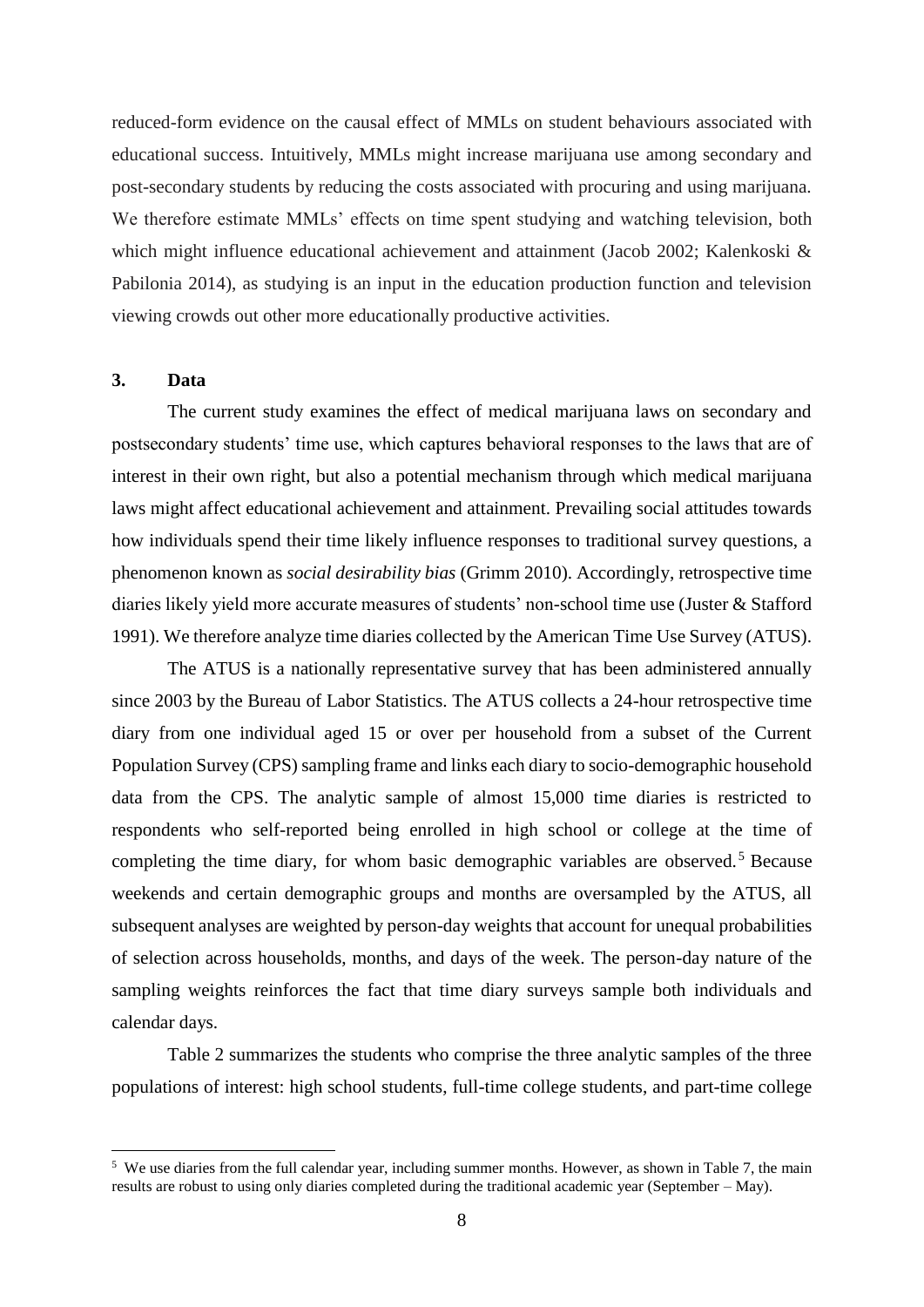reduced-form evidence on the causal effect of MMLs on student behaviours associated with educational success. Intuitively, MMLs might increase marijuana use among secondary and post-secondary students by reducing the costs associated with procuring and using marijuana. We therefore estimate MMLs' effects on time spent studying and watching television, both which might influence educational achievement and attainment (Jacob 2002; Kalenkoski & Pabilonia 2014), as studying is an input in the education production function and television viewing crowds out other more educationally productive activities.

## 3. Data

The current study examines the effect of medical marijuana laws on secondary and postsecondary students' time use, which captures behavioral responses to the laws that are of interest in their own right, but also a potential mechanism through which medical marijuana laws might affect educational achievement and attainment. Prevailing social attitudes towards how individuals spend their time likely influence responses to traditional survey questions, a phenomenon known as *social desirability bias* (Grimm 2010). Accordingly, retrospective time diaries likely yield more accurate measures of students' non-school time use (Juster & Stafford 1991). We therefore analyze time diaries collected by the American Time Use Survey (ATUS).

The ATUS is a nationally representative survey that has been administered annually since 2003 by the Bureau of Labor Statistics. The ATUS collects a 24-hour retrospective time diary from one individual aged 15 or over per household from a subset of the Current Population Survey (CPS) sampling frame and links each diary to socio-demographic household data from the CPS. The analytic sample of almost 15,000 time diaries is restricted to respondents who self-reported being enrolled in high school or college at the time of completing the time diary, for whom basic demographic variables are observed.[5] Because weekends and certain demographic groups and months are oversampled by the ATUS, all subsequent analyses are weighted by person-day weights that account for unequal probabilities of selection across households, months, and days of the week. The person-day nature of the sampling weights reinforces the fact that time diary surveys sample both individuals and calendar days.

Table 2 summarizes the students who comprise the three analytic samples of the three populations of interest: high school students, full-time college students, and part-time college

[5] We use diaries from the full calendar year, including summer months. However, as shown in Table 7, the main results are robust to using only diaries completed during the traditional academic year (September – May).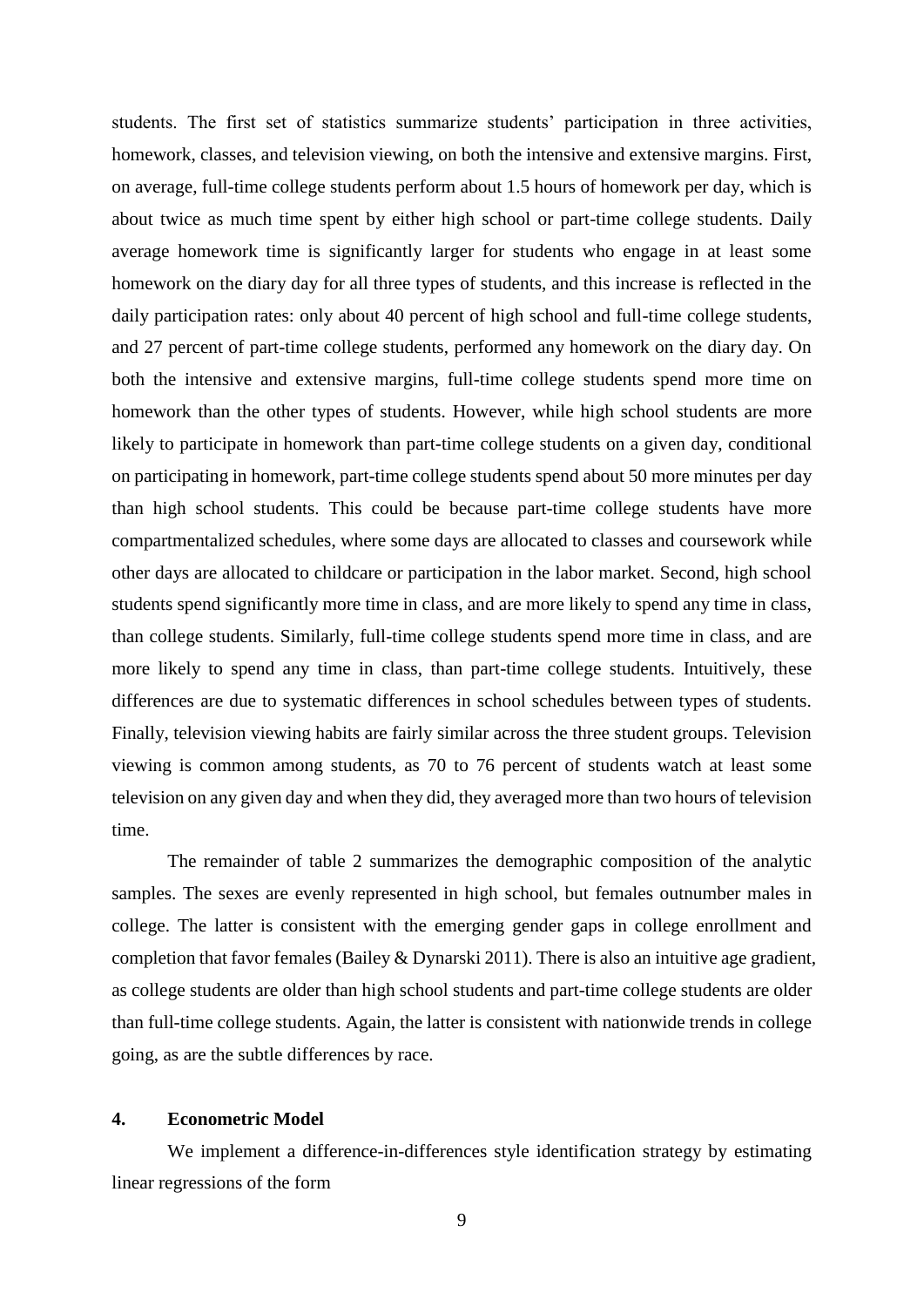students. The first set of statistics summarize students' participation in three activities, homework, classes, and television viewing, on both the intensive and extensive margins. First, on average, full-time college students perform about 1.5 hours of homework per day, which is about twice as much time spent by either high school or part-time college students. Daily average homework time is significantly larger for students who engage in at least some homework on the diary day for all three types of students, and this increase is reflected in the daily participation rates: only about 40 percent of high school and full-time college students, and 27 percent of part-time college students, performed any homework on the diary day. On both the intensive and extensive margins, full-time college students spend more time on homework than the other types of students. However, while high school students are more likely to participate in homework than part-time college students on a given day, conditional on participating in homework, part-time college students spend about 50 more minutes per day than high school students. This could be because part-time college students have more compartmentalized schedules, where some days are allocated to classes and coursework while other days are allocated to childcare or participation in the labor market. Second, high school students spend significantly more time in class, and are more likely to spend any time in class, than college students. Similarly, full-time college students spend more time in class, and are more likely to spend any time in class, than part-time college students. Intuitively, these differences are due to systematic differences in school schedules between types of students. Finally, television viewing habits are fairly similar across the three student groups. Television viewing is common among students, as 70 to 76 percent of students watch at least some television on any given day and when they did, they averaged more than two hours of television time.

The remainder of table 2 summarizes the demographic composition of the analytic samples. The sexes are evenly represented in high school, but females outnumber males in college. The latter is consistent with the emerging gender gaps in college enrollment and completion that favor females (Bailey & Dynarski 2011). There is also an intuitive age gradient, as college students are older than high school students and part-time college students are older than full-time college students. Again, the latter is consistent with nationwide trends in college going, as are the subtle differences by race.

## 4. Econometric Model

We implement a difference-in-differences style identification strategy by estimating linear regressions of the form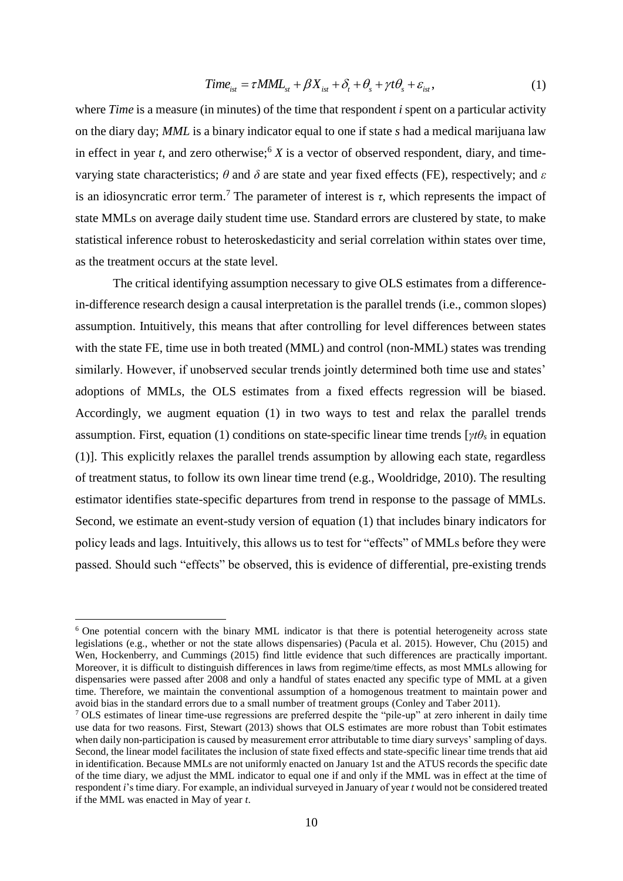$$Time_{ist} = \tau MML_{st} + \beta X_{ist} + \delta_t + \theta_s + \gamma t \theta_s + \varepsilon_{ist}, \tag{1}$$

where *Time* is a measure (in minutes) of the time that respondent *i* spent on a particular activity on the diary day; *MML* is a binary indicator equal to one if state *s* had a medical marijuana law in effect in year *t*, and zero otherwise;[6] *X* is a vector of observed respondent, diary, and time-varying state characteristics; $\theta$ and $\delta$ are state and year fixed effects (FE), respectively; and $\varepsilon$ is an idiosyncratic error term.[7] The parameter of interest is $\tau$, which represents the impact of state MMLs on average daily student time use. Standard errors are clustered by state, to make statistical inference robust to heteroskedasticity and serial correlation within states over time, as the treatment occurs at the state level.

The critical identifying assumption necessary to give OLS estimates from a difference-in-difference research design a causal interpretation is the parallel trends (i.e., common slopes) assumption. Intuitively, this means that after controlling for level differences between states with the state FE, time use in both treated (MML) and control (non-MML) states was trending similarly. However, if unobserved secular trends jointly determined both time use and states' adoptions of MMLs, the OLS estimates from a fixed effects regression will be biased. Accordingly, we augment equation (1) in two ways to test and relax the parallel trends assumption. First, equation (1) conditions on state-specific linear time trends [$\gamma t \theta_s$ in equation (1)]. This explicitly relaxes the parallel trends assumption by allowing each state, regardless of treatment status, to follow its own linear time trend (e.g., Wooldridge, 2010). The resulting estimator identifies state-specific departures from trend in response to the passage of MMLs. Second, we estimate an event-study version of equation (1) that includes binary indicators for policy leads and lags. Intuitively, this allows us to test for "effects" of MMLs before they were passed. Should such "effects" be observed, this is evidence of differential, pre-existing trends

---

[6] One potential concern with the binary MML indicator is that there is potential heterogeneity across state legislations (e.g., whether or not the state allows dispensaries) (Pacula et al. 2015). However, Chu (2015) and Wen, Hockenberry, and Cummings (2015) find little evidence that such differences are practically important. Moreover, it is difficult to distinguish differences in laws from regime/time effects, as most MMLs allowing for dispensaries were passed after 2008 and only a handful of states enacted any specific type of MML at a given time. Therefore, we maintain the conventional assumption of a homogenous treatment to maintain power and avoid bias in the standard errors due to a small number of treatment groups (Conley and Taber 2011).

[7] OLS estimates of linear time-use regressions are preferred despite the "pile-up" at zero inherent in daily time use data for two reasons. First, Stewart (2013) shows that OLS estimates are more robust than Tobit estimates when daily non-participation is caused by measurement error attributable to time diary surveys' sampling of days. Second, the linear model facilitates the inclusion of state fixed effects and state-specific linear time trends that aid in identification. Because MMLs are not uniformly enacted on January 1st and the ATUS records the specific date of the time diary, we adjust the MML indicator to equal one if and only if the MML was in effect at the time of respondent *i*'s time diary. For example, an individual surveyed in January of year *t* would not be considered treated if the MML was enacted in May of year *t*.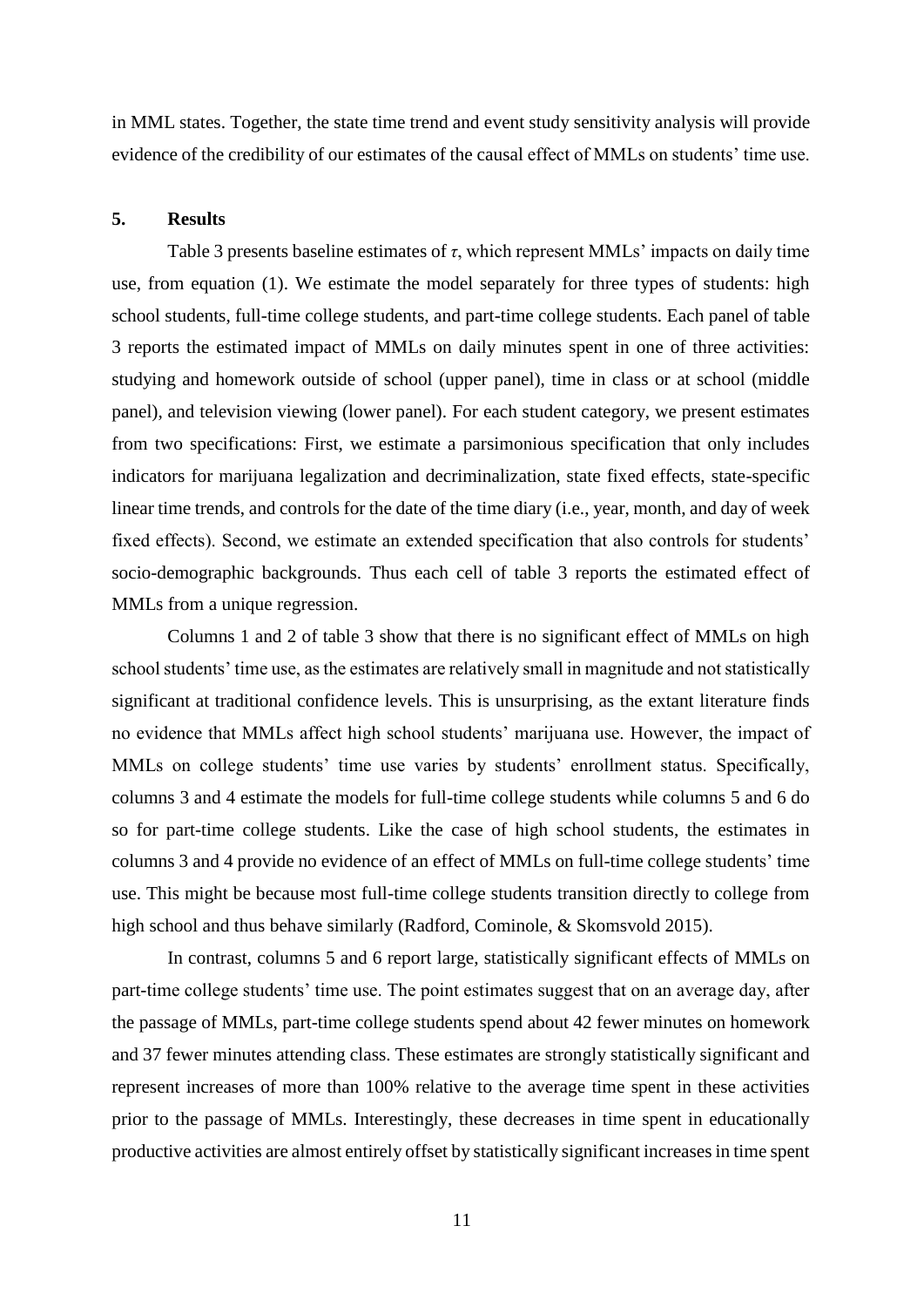in MML states. Together, the state time trend and event study sensitivity analysis will provide evidence of the credibility of our estimates of the causal effect of MMLs on students' time use.

## 5. Results

Table 3 presents baseline estimates of $\tau$, which represent MMLs' impacts on daily time use, from equation (1). We estimate the model separately for three types of students: high school students, full-time college students, and part-time college students. Each panel of table 3 reports the estimated impact of MMLs on daily minutes spent in one of three activities: studying and homework outside of school (upper panel), time in class or at school (middle panel), and television viewing (lower panel). For each student category, we present estimates from two specifications: First, we estimate a parsimonious specification that only includes indicators for marijuana legalization and decriminalization, state fixed effects, state-specific linear time trends, and controls for the date of the time diary (i.e., year, month, and day of week fixed effects). Second, we estimate an extended specification that also controls for students' socio-demographic backgrounds. Thus each cell of table 3 reports the estimated effect of MMLs from a unique regression.

Columns 1 and 2 of table 3 show that there is no significant effect of MMLs on high school students' time use, as the estimates are relatively small in magnitude and not statistically significant at traditional confidence levels. This is unsurprising, as the extant literature finds no evidence that MMLs affect high school students' marijuana use. However, the impact of MMLs on college students' time use varies by students' enrollment status. Specifically, columns 3 and 4 estimate the models for full-time college students while columns 5 and 6 do so for part-time college students. Like the case of high school students, the estimates in columns 3 and 4 provide no evidence of an effect of MMLs on full-time college students' time use. This might be because most full-time college students transition directly to college from high school and thus behave similarly (Radford, Cominole, & Skomsvold 2015).

In contrast, columns 5 and 6 report large, statistically significant effects of MMLs on part-time college students' time use. The point estimates suggest that on an average day, after the passage of MMLs, part-time college students spend about 42 fewer minutes on homework and 37 fewer minutes attending class. These estimates are strongly statistically significant and represent increases of more than 100% relative to the average time spent in these activities prior to the passage of MMLs. Interestingly, these decreases in time spent in educationally productive activities are almost entirely offset by statistically significant increases in time spent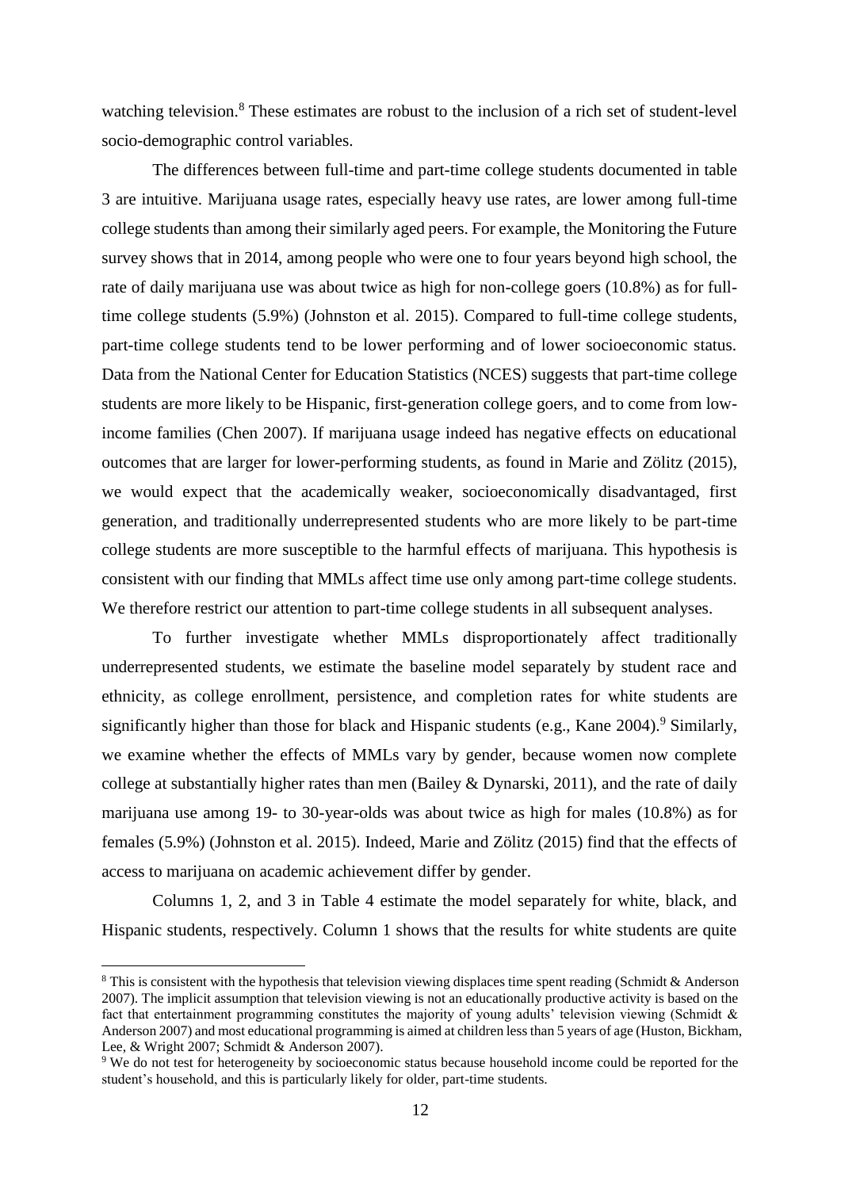watching television.[8] These estimates are robust to the inclusion of a rich set of student-level socio-demographic control variables.

The differences between full-time and part-time college students documented in table 3 are intuitive. Marijuana usage rates, especially heavy use rates, are lower among full-time college students than among their similarly aged peers. For example, the Monitoring the Future survey shows that in 2014, among people who were one to four years beyond high school, the rate of daily marijuana use was about twice as high for non-college goers (10.8%) as for full-time college students (5.9%) (Johnston et al. 2015). Compared to full-time college students, part-time college students tend to be lower performing and of lower socioeconomic status. Data from the National Center for Education Statistics (NCES) suggests that part-time college students are more likely to be Hispanic, first-generation college goers, and to come from low-income families (Chen 2007). If marijuana usage indeed has negative effects on educational outcomes that are larger for lower-performing students, as found in Marie and Zölitz (2015), we would expect that the academically weaker, socioeconomically disadvantaged, first generation, and traditionally underrepresented students who are more likely to be part-time college students are more susceptible to the harmful effects of marijuana. This hypothesis is consistent with our finding that MMLs affect time use only among part-time college students. We therefore restrict our attention to part-time college students in all subsequent analyses.

To further investigate whether MMLs disproportionately affect traditionally underrepresented students, we estimate the baseline model separately by student race and ethnicity, as college enrollment, persistence, and completion rates for white students are significantly higher than those for black and Hispanic students (e.g., Kane 2004).[9] Similarly, we examine whether the effects of MMLs vary by gender, because women now complete college at substantially higher rates than men (Bailey & Dynarski, 2011), and the rate of daily marijuana use among 19- to 30-year-olds was about twice as high for males (10.8%) as for females (5.9%) (Johnston et al. 2015). Indeed, Marie and Zölitz (2015) find that the effects of access to marijuana on academic achievement differ by gender.

Columns 1, 2, and 3 in Table 4 estimate the model separately for white, black, and Hispanic students, respectively. Column 1 shows that the results for white students are quite

[8] This is consistent with the hypothesis that television viewing displaces time spent reading (Schmidt & Anderson 2007). The implicit assumption that television viewing is not an educationally productive activity is based on the fact that entertainment programming constitutes the majority of young adults' television viewing (Schmidt & Anderson 2007) and most educational programming is aimed at children less than 5 years of age (Huston, Bickham, Lee, & Wright 2007; Schmidt & Anderson 2007).

[9] We do not test for heterogeneity by socioeconomic status because household income could be reported for the student's household, and this is particularly likely for older, part-time students.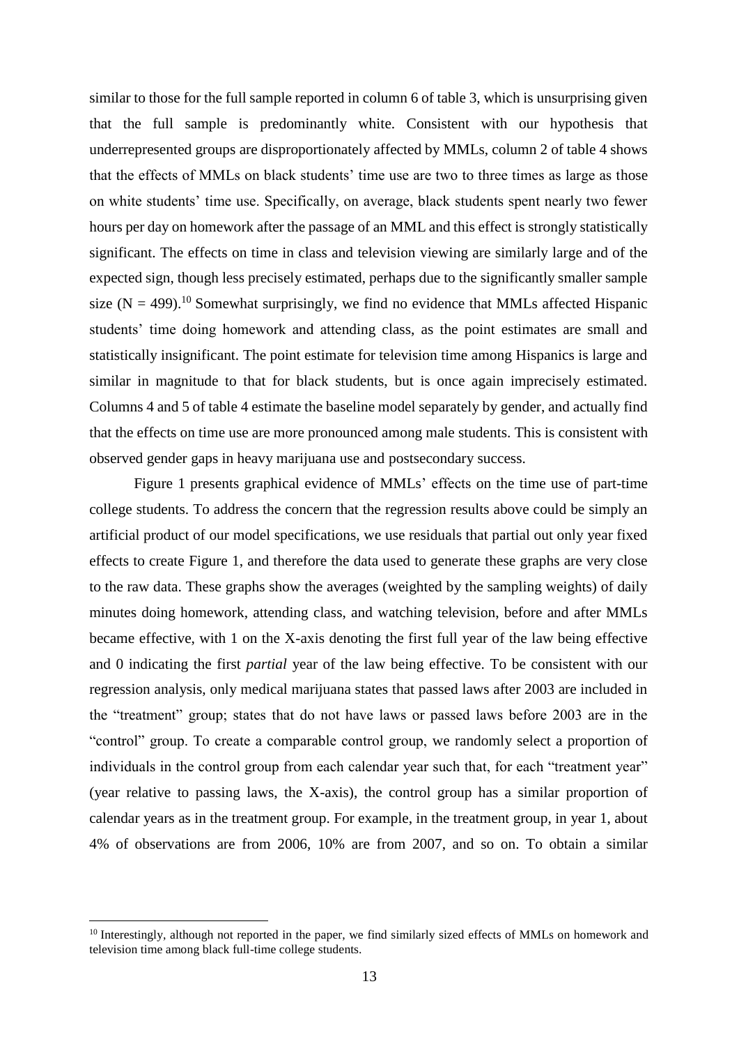similar to those for the full sample reported in column 6 of table 3, which is unsurprising given that the full sample is predominantly white. Consistent with our hypothesis that underrepresented groups are disproportionately affected by MMLs, column 2 of table 4 shows that the effects of MMLs on black students' time use are two to three times as large as those on white students' time use. Specifically, on average, black students spent nearly two fewer hours per day on homework after the passage of an MML and this effect is strongly statistically significant. The effects on time in class and television viewing are similarly large and of the expected sign, though less precisely estimated, perhaps due to the significantly smaller sample size ($N = 499$).[10] Somewhat surprisingly, we find no evidence that MMLs affected Hispanic students' time doing homework and attending class, as the point estimates are small and statistically insignificant. The point estimate for television time among Hispanics is large and similar in magnitude to that for black students, but is once again imprecisely estimated. Columns 4 and 5 of table 4 estimate the baseline model separately by gender, and actually find that the effects on time use are more pronounced among male students. This is consistent with observed gender gaps in heavy marijuana use and postsecondary success.

Figure 1 presents graphical evidence of MMLs' effects on the time use of part-time college students. To address the concern that the regression results above could be simply an artificial product of our model specifications, we use residuals that partial out only year fixed effects to create Figure 1, and therefore the data used to generate these graphs are very close to the raw data. These graphs show the averages (weighted by the sampling weights) of daily minutes doing homework, attending class, and watching television, before and after MMLs became effective, with 1 on the X-axis denoting the first full year of the law being effective and 0 indicating the first *partial* year of the law being effective. To be consistent with our regression analysis, only medical marijuana states that passed laws after 2003 are included in the "treatment" group; states that do not have laws or passed laws before 2003 are in the "control" group. To create a comparable control group, we randomly select a proportion of individuals in the control group from each calendar year such that, for each "treatment year" (year relative to passing laws, the X-axis), the control group has a similar proportion of calendar years as in the treatment group. For example, in the treatment group, in year 1, about 4% of observations are from 2006, 10% are from 2007, and so on. To obtain a similar

[10] Interestingly, although not reported in the paper, we find similarly sized effects of MMLs on homework and television time among black full-time college students.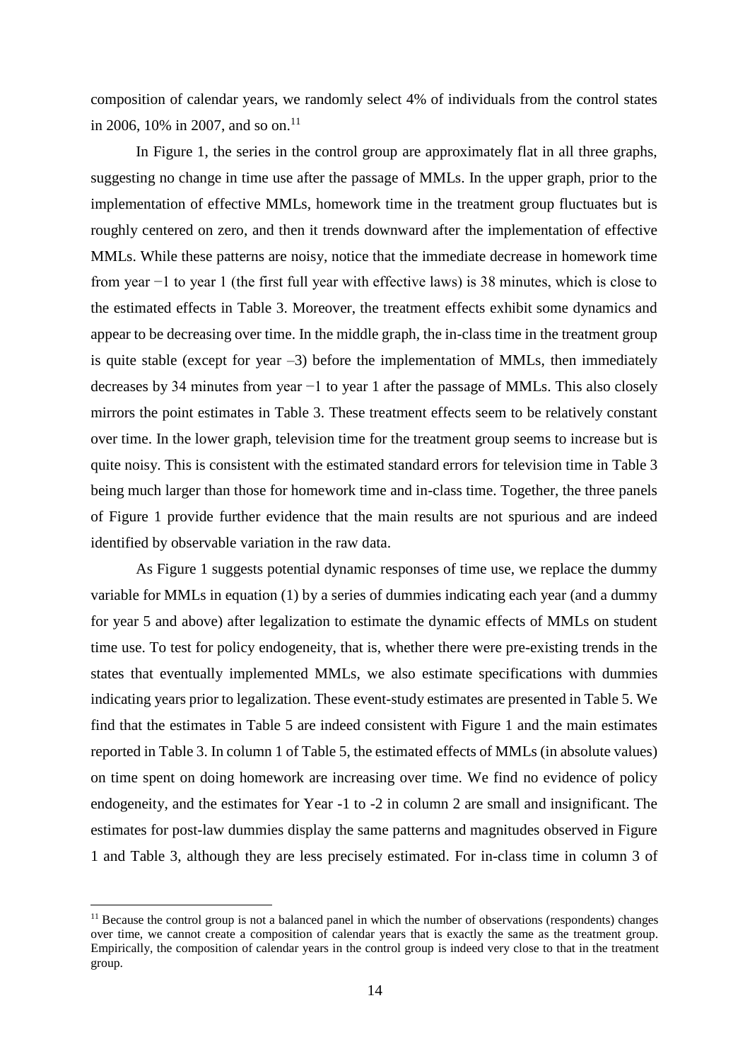composition of calendar years, we randomly select 4% of individuals from the control states in 2006, 10% in 2007, and so on.[11]

In Figure 1, the series in the control group are approximately flat in all three graphs, suggesting no change in time use after the passage of MMLs. In the upper graph, prior to the implementation of effective MMLs, homework time in the treatment group fluctuates but is roughly centered on zero, and then it trends downward after the implementation of effective MMLs. While these patterns are noisy, notice that the immediate decrease in homework time from year −1 to year 1 (the first full year with effective laws) is 38 minutes, which is close to the estimated effects in Table 3. Moreover, the treatment effects exhibit some dynamics and appear to be decreasing over time. In the middle graph, the in-class time in the treatment group is quite stable (except for year –3) before the implementation of MMLs, then immediately decreases by 34 minutes from year −1 to year 1 after the passage of MMLs. This also closely mirrors the point estimates in Table 3. These treatment effects seem to be relatively constant over time. In the lower graph, television time for the treatment group seems to increase but is quite noisy. This is consistent with the estimated standard errors for television time in Table 3 being much larger than those for homework time and in-class time. Together, the three panels of Figure 1 provide further evidence that the main results are not spurious and are indeed identified by observable variation in the raw data.

As Figure 1 suggests potential dynamic responses of time use, we replace the dummy variable for MMLs in equation (1) by a series of dummies indicating each year (and a dummy for year 5 and above) after legalization to estimate the dynamic effects of MMLs on student time use. To test for policy endogeneity, that is, whether there were pre-existing trends in the states that eventually implemented MMLs, we also estimate specifications with dummies indicating years prior to legalization. These event-study estimates are presented in Table 5. We find that the estimates in Table 5 are indeed consistent with Figure 1 and the main estimates reported in Table 3. In column 1 of Table 5, the estimated effects of MMLs (in absolute values) on time spent on doing homework are increasing over time. We find no evidence of policy endogeneity, and the estimates for Year -1 to -2 in column 2 are small and insignificant. The estimates for post-law dummies display the same patterns and magnitudes observed in Figure 1 and Table 3, although they are less precisely estimated. For in-class time in column 3 of

[11] Because the control group is not a balanced panel in which the number of observations (respondents) changes over time, we cannot create a composition of calendar years that is exactly the same as the treatment group. Empirically, the composition of calendar years in the control group is indeed very close to that in the treatment group.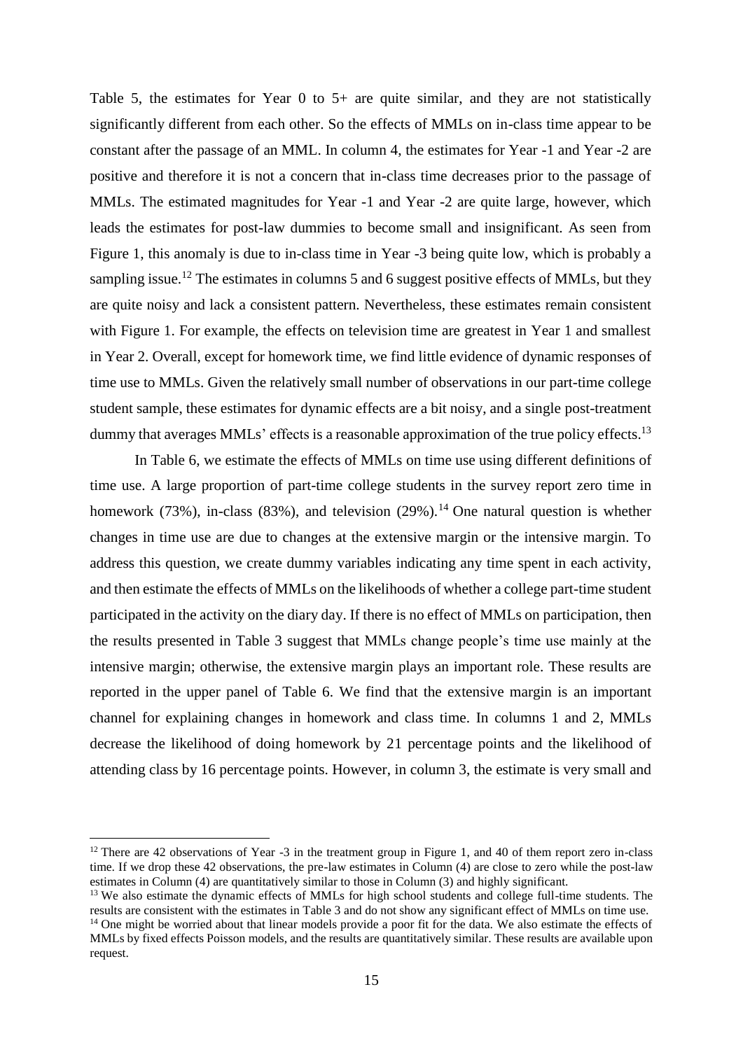Table 5, the estimates for Year 0 to 5+ are quite similar, and they are not statistically significantly different from each other. So the effects of MMLs on in-class time appear to be constant after the passage of an MML. In column 4, the estimates for Year -1 and Year -2 are positive and therefore it is not a concern that in-class time decreases prior to the passage of MMLs. The estimated magnitudes for Year -1 and Year -2 are quite large, however, which leads the estimates for post-law dummies to become small and insignificant. As seen from Figure 1, this anomaly is due to in-class time in Year -3 being quite low, which is probably a sampling issue.[12] The estimates in columns 5 and 6 suggest positive effects of MMLs, but they are quite noisy and lack a consistent pattern. Nevertheless, these estimates remain consistent with Figure 1. For example, the effects on television time are greatest in Year 1 and smallest in Year 2. Overall, except for homework time, we find little evidence of dynamic responses of time use to MMLs. Given the relatively small number of observations in our part-time college student sample, these estimates for dynamic effects are a bit noisy, and a single post-treatment dummy that averages MMLs' effects is a reasonable approximation of the true policy effects.[13]

In Table 6, we estimate the effects of MMLs on time use using different definitions of time use. A large proportion of part-time college students in the survey report zero time in homework (73%), in-class (83%), and television (29%).[14] One natural question is whether changes in time use are due to changes at the extensive margin or the intensive margin. To address this question, we create dummy variables indicating any time spent in each activity, and then estimate the effects of MMLs on the likelihoods of whether a college part-time student participated in the activity on the diary day. If there is no effect of MMLs on participation, then the results presented in Table 3 suggest that MMLs change people's time use mainly at the intensive margin; otherwise, the extensive margin plays an important role. These results are reported in the upper panel of Table 6. We find that the extensive margin is an important channel for explaining changes in homework and class time. In columns 1 and 2, MMLs decrease the likelihood of doing homework by 21 percentage points and the likelihood of attending class by 16 percentage points. However, in column 3, the estimate is very small and

---

[12] There are 42 observations of Year -3 in the treatment group in Figure 1, and 40 of them report zero in-class time. If we drop these 42 observations, the pre-law estimates in Column (4) are close to zero while the post-law estimates in Column (4) are quantitatively similar to those in Column (3) and highly significant.

[13] We also estimate the dynamic effects of MMLs for high school students and college full-time students. The results are consistent with the estimates in Table 3 and do not show any significant effect of MMLs on time use.

[14] One might be worried about that linear models provide a poor fit for the data. We also estimate the effects of MMLs by fixed effects Poisson models, and the results are quantitatively similar. These results are available upon request.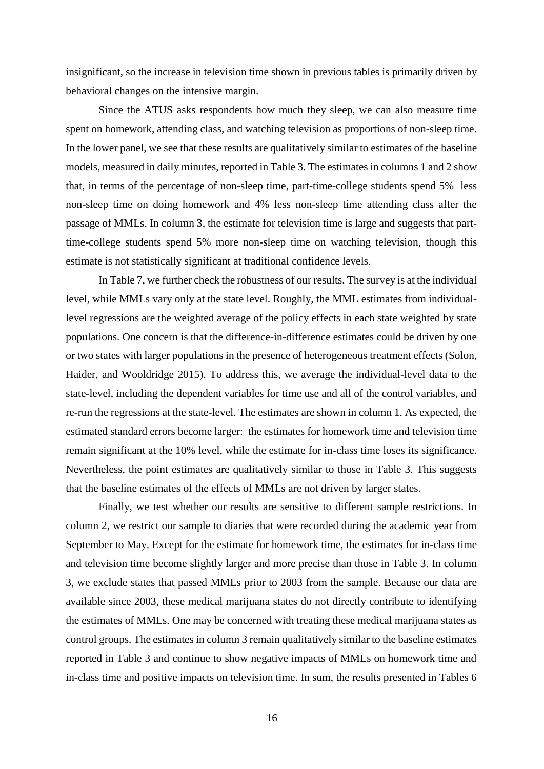insignificant, so the increase in television time shown in previous tables is primarily driven by behavioral changes on the intensive margin.

Since the ATUS asks respondents how much they sleep, we can also measure time spent on homework, attending class, and watching television as proportions of non-sleep time. In the lower panel, we see that these results are qualitatively similar to estimates of the baseline models, measured in daily minutes, reported in Table 3. The estimates in columns 1 and 2 show that, in terms of the percentage of non-sleep time, part-time-college students spend 5% less non-sleep time on doing homework and 4% less non-sleep time attending class after the passage of MMLs. In column 3, the estimate for television time is large and suggests that part-time-college students spend 5% more non-sleep time on watching television, though this estimate is not statistically significant at traditional confidence levels.

In Table 7, we further check the robustness of our results. The survey is at the individual level, while MMLs vary only at the state level. Roughly, the MML estimates from individual-level regressions are the weighted average of the policy effects in each state weighted by state populations. One concern is that the difference-in-difference estimates could be driven by one or two states with larger populations in the presence of heterogeneous treatment effects (Solon, Haider, and Wooldridge 2015). To address this, we average the individual-level data to the state-level, including the dependent variables for time use and all of the control variables, and re-run the regressions at the state-level. The estimates are shown in column 1. As expected, the estimated standard errors become larger: the estimates for homework time and television time remain significant at the 10% level, while the estimate for in-class time loses its significance. Nevertheless, the point estimates are qualitatively similar to those in Table 3. This suggests that the baseline estimates of the effects of MMLs are not driven by larger states.

Finally, we test whether our results are sensitive to different sample restrictions. In column 2, we restrict our sample to diaries that were recorded during the academic year from September to May. Except for the estimate for homework time, the estimates for in-class time and television time become slightly larger and more precise than those in Table 3. In column 3, we exclude states that passed MMLs prior to 2003 from the sample. Because our data are available since 2003, these medical marijuana states do not directly contribute to identifying the estimates of MMLs. One may be concerned with treating these medical marijuana states as control groups. The estimates in column 3 remain qualitatively similar to the baseline estimates reported in Table 3 and continue to show negative impacts of MMLs on homework time and in-class time and positive impacts on television time. In sum, the results presented in Tables 6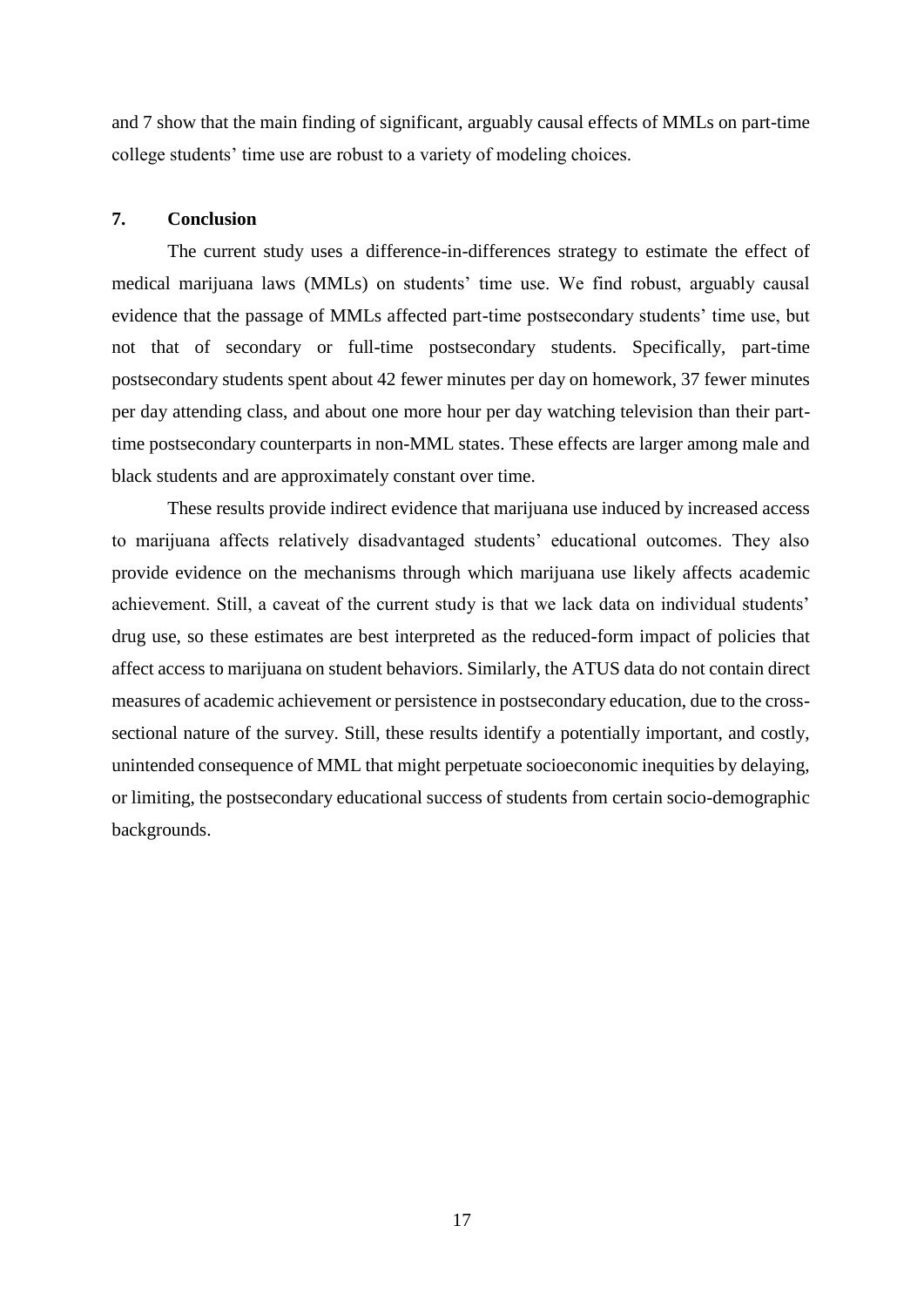and 7 show that the main finding of significant, arguably causal effects of MMLs on part-time college students' time use are robust to a variety of modeling choices.

## 7. Conclusion

The current study uses a difference-in-differences strategy to estimate the effect of medical marijuana laws (MMLs) on students' time use. We find robust, arguably causal evidence that the passage of MMLs affected part-time postsecondary students' time use, but not that of secondary or full-time postsecondary students. Specifically, part-time postsecondary students spent about 42 fewer minutes per day on homework, 37 fewer minutes per day attending class, and about one more hour per day watching television than their part-time postsecondary counterparts in non-MML states. These effects are larger among male and black students and are approximately constant over time.

These results provide indirect evidence that marijuana use induced by increased access to marijuana affects relatively disadvantaged students' educational outcomes. They also provide evidence on the mechanisms through which marijuana use likely affects academic achievement. Still, a caveat of the current study is that we lack data on individual students' drug use, so these estimates are best interpreted as the reduced-form impact of policies that affect access to marijuana on student behaviors. Similarly, the ATUS data do not contain direct measures of academic achievement or persistence in postsecondary education, due to the cross-sectional nature of the survey. Still, these results identify a potentially important, and costly, unintended consequence of MML that might perpetuate socioeconomic inequities by delaying, or limiting, the postsecondary educational success of students from certain socio-demographic backgrounds.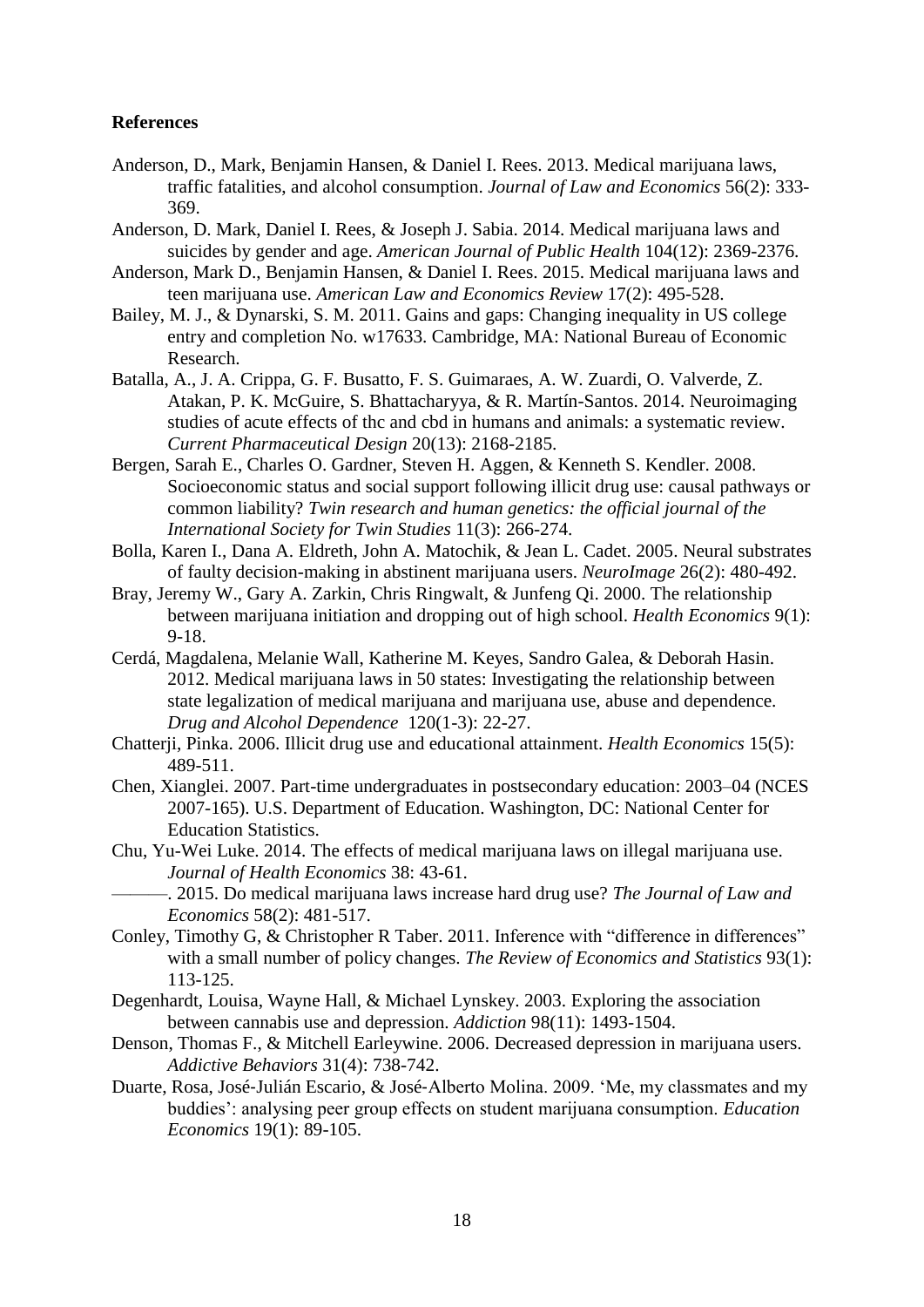# References

Anderson, D., Mark, Benjamin Hansen, & Daniel I. Rees. 2013. Medical marijuana laws, traffic fatalities, and alcohol consumption. *Journal of Law and Economics* 56(2): 333-369.

Anderson, D. Mark, Daniel I. Rees, & Joseph J. Sabia. 2014. Medical marijuana laws and suicides by gender and age. *American Journal of Public Health* 104(12): 2369-2376.

Anderson, Mark D., Benjamin Hansen, & Daniel I. Rees. 2015. Medical marijuana laws and teen marijuana use. *American Law and Economics Review* 17(2): 495-528.

Bailey, M. J., & Dynarski, S. M. 2011. Gains and gaps: Changing inequality in US college entry and completion No. w17633. Cambridge, MA: National Bureau of Economic Research.

Batalla, A., J. A. Crippa, G. F. Busatto, F. S. Guimaraes, A. W. Zuardi, O. Valverde, Z. Atakan, P. K. McGuire, S. Bhattacharyya, & R. Martín-Santos. 2014. Neuroimaging studies of acute effects of thc and cbd in humans and animals: a systematic review. *Current Pharmaceutical Design* 20(13): 2168-2185.

Bergen, Sarah E., Charles O. Gardner, Steven H. Aggen, & Kenneth S. Kendler. 2008. Socioeconomic status and social support following illicit drug use: causal pathways or common liability? *Twin research and human genetics: the official journal of the International Society for Twin Studies* 11(3): 266-274.

Bolla, Karen I., Dana A. Eldreth, John A. Matochik, & Jean L. Cadet. 2005. Neural substrates of faulty decision-making in abstinent marijuana users. *NeuroImage* 26(2): 480-492.

Bray, Jeremy W., Gary A. Zarkin, Chris Ringwalt, & Junfeng Qi. 2000. The relationship between marijuana initiation and dropping out of high school. *Health Economics* 9(1): 9-18.

Cerdá, Magdalena, Melanie Wall, Katherine M. Keyes, Sandro Galea, & Deborah Hasin. 2012. Medical marijuana laws in 50 states: Investigating the relationship between state legalization of medical marijuana and marijuana use, abuse and dependence. *Drug and Alcohol Dependence* 120(1-3): 22-27.

Chatterji, Pinka. 2006. Illicit drug use and educational attainment. *Health Economics* 15(5): 489-511.

Chen, Xianglei. 2007. Part-time undergraduates in postsecondary education: 2003–04 (NCES 2007-165). U.S. Department of Education. Washington, DC: National Center for Education Statistics.

Chu, Yu-Wei Luke. 2014. The effects of medical marijuana laws on illegal marijuana use. *Journal of Health Economics* 38: 43-61.

———. 2015. Do medical marijuana laws increase hard drug use? *The Journal of Law and Economics* 58(2): 481-517.

Conley, Timothy G, & Christopher R Taber. 2011. Inference with "difference in differences" with a small number of policy changes. *The Review of Economics and Statistics* 93(1): 113-125.

Degenhardt, Louisa, Wayne Hall, & Michael Lynskey. 2003. Exploring the association between cannabis use and depression. *Addiction* 98(11): 1493-1504.

Denson, Thomas F., & Mitchell Earleywine. 2006. Decreased depression in marijuana users. *Addictive Behaviors* 31(4): 738-742.

Duarte, Rosa, José-Julián Escario, & José-Alberto Molina. 2009. 'Me, my classmates and my buddies': analysing peer group effects on student marijuana consumption. *Education Economics* 19(1): 89-105.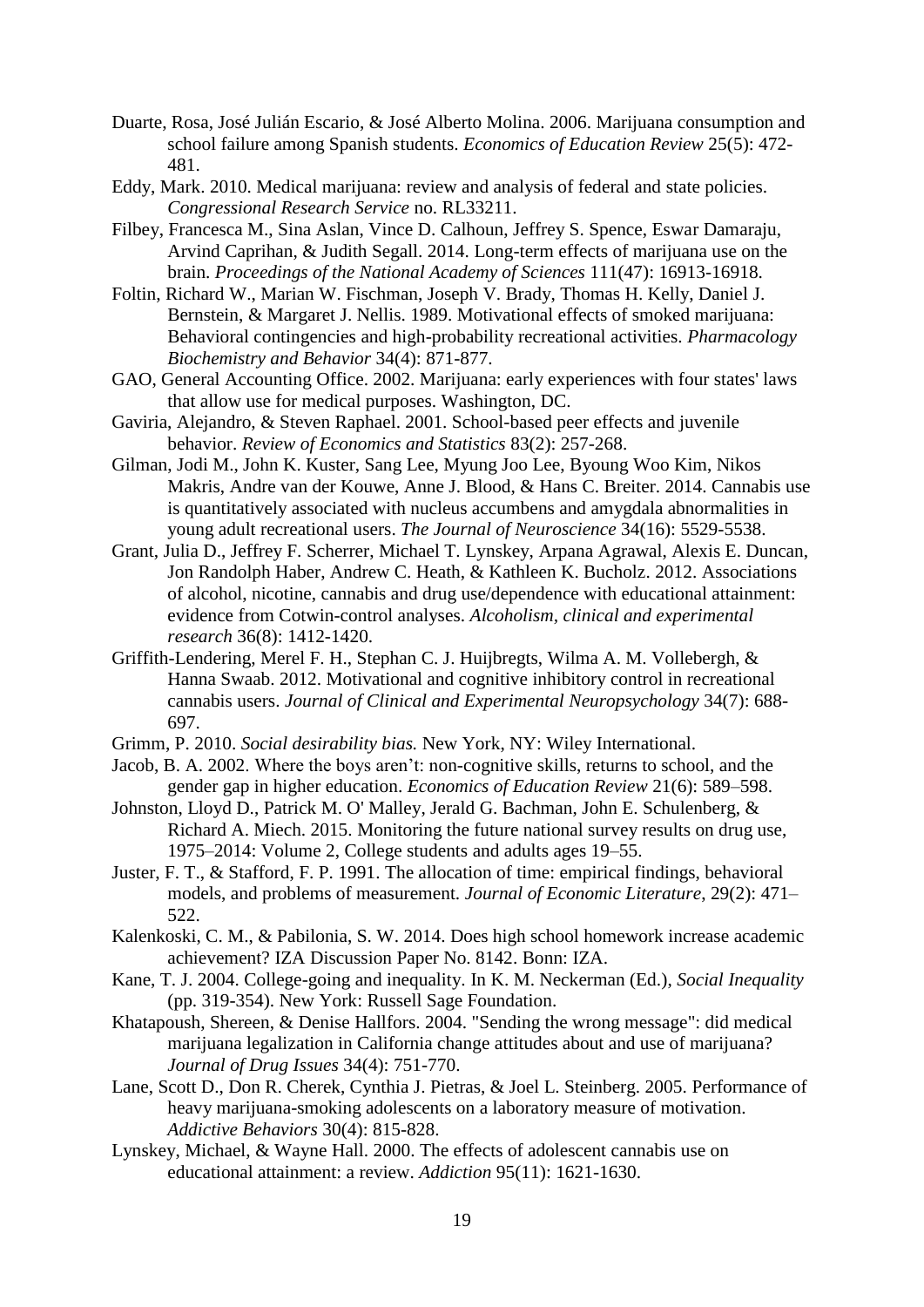Duarte, Rosa, José Julián Escario, & José Alberto Molina. 2006. Marijuana consumption and school failure among Spanish students. *Economics of Education Review* 25(5): 472-481.

Eddy, Mark. 2010. Medical marijuana: review and analysis of federal and state policies. *Congressional Research Service* no. RL33211.

Filbey, Francesca M., Sina Aslan, Vince D. Calhoun, Jeffrey S. Spence, Eswar Damaraju, Arvind Caprihan, & Judith Segall. 2014. Long-term effects of marijuana use on the brain. *Proceedings of the National Academy of Sciences* 111(47): 16913-16918.

Foltin, Richard W., Marian W. Fischman, Joseph V. Brady, Thomas H. Kelly, Daniel J. Bernstein, & Margaret J. Nellis. 1989. Motivational effects of smoked marijuana: Behavioral contingencies and high-probability recreational activities. *Pharmacology Biochemistry and Behavior* 34(4): 871-877.

GAO, General Accounting Office. 2002. Marijuana: early experiences with four states' laws that allow use for medical purposes. Washington, DC.

Gaviria, Alejandro, & Steven Raphael. 2001. School-based peer effects and juvenile behavior. *Review of Economics and Statistics* 83(2): 257-268.

Gilman, Jodi M., John K. Kuster, Sang Lee, Myung Joo Lee, Byoung Woo Kim, Nikos Makris, Andre van der Kouwe, Anne J. Blood, & Hans C. Breiter. 2014. Cannabis use is quantitatively associated with nucleus accumbens and amygdala abnormalities in young adult recreational users. *The Journal of Neuroscience* 34(16): 5529-5538.

Grant, Julia D., Jeffrey F. Scherrer, Michael T. Lynskey, Arpana Agrawal, Alexis E. Duncan, Jon Randolph Haber, Andrew C. Heath, & Kathleen K. Bucholz. 2012. Associations of alcohol, nicotine, cannabis and drug use/dependence with educational attainment: evidence from Cotwin-control analyses. *Alcoholism, clinical and experimental research* 36(8): 1412-1420.

Griffith-Lendering, Merel F. H., Stephan C. J. Huijbregts, Wilma A. M. Vollebergh, & Hanna Swaab. 2012. Motivational and cognitive inhibitory control in recreational cannabis users. *Journal of Clinical and Experimental Neuropsychology* 34(7): 688-697.

Grimm, P. 2010. *Social desirability bias.* New York, NY: Wiley International.

Jacob, B. A. 2002. Where the boys aren't: non-cognitive skills, returns to school, and the gender gap in higher education. *Economics of Education Review* 21(6): 589–598.

Johnston, Lloyd D., Patrick M. O' Malley, Jerald G. Bachman, John E. Schulenberg, & Richard A. Miech. 2015. Monitoring the future national survey results on drug use, 1975–2014: Volume 2, College students and adults ages 19–55.

Juster, F. T., & Stafford, F. P. 1991. The allocation of time: empirical findings, behavioral models, and problems of measurement. *Journal of Economic Literature*, 29(2): 471–522.

Kalenkoski, C. M., & Pabilonia, S. W. 2014. Does high school homework increase academic achievement? IZA Discussion Paper No. 8142. Bonn: IZA.

Kane, T. J. 2004. College-going and inequality. In K. M. Neckerman (Ed.), *Social Inequality* (pp. 319-354). New York: Russell Sage Foundation.

Khatapoush, Shereen, & Denise Hallfors. 2004. "Sending the wrong message": did medical marijuana legalization in California change attitudes about and use of marijuana? *Journal of Drug Issues* 34(4): 751-770.

Lane, Scott D., Don R. Cherek, Cynthia J. Pietras, & Joel L. Steinberg. 2005. Performance of heavy marijuana-smoking adolescents on a laboratory measure of motivation. *Addictive Behaviors* 30(4): 815-828.

Lynskey, Michael, & Wayne Hall. 2000. The effects of adolescent cannabis use on educational attainment: a review. *Addiction* 95(11): 1621-1630.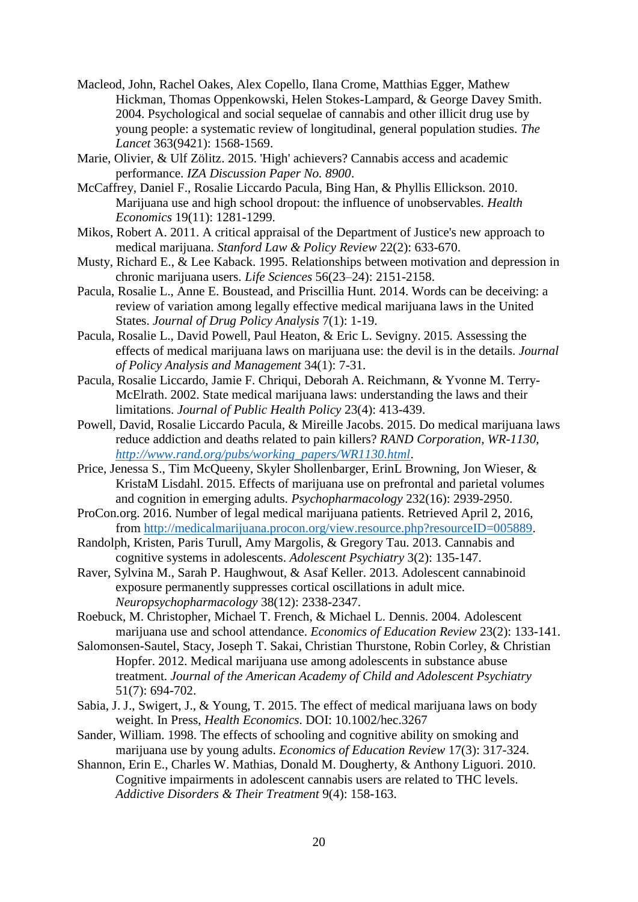Macleod, John, Rachel Oakes, Alex Copello, Ilana Crome, Matthias Egger, Mathew Hickman, Thomas Oppenkowski, Helen Stokes-Lampard, & George Davey Smith. 2004. Psychological and social sequelae of cannabis and other illicit drug use by young people: a systematic review of longitudinal, general population studies. *The Lancet* 363(9421): 1568-1569.

Marie, Olivier, & Ulf Zölitz. 2015. 'High' achievers? Cannabis access and academic performance. *IZA Discussion Paper No. 8900*.

McCaffrey, Daniel F., Rosalie Liccardo Pacula, Bing Han, & Phyllis Ellickson. 2010. Marijuana use and high school dropout: the influence of unobservables. *Health Economics* 19(11): 1281-1299.

Mikos, Robert A. 2011. A critical appraisal of the Department of Justice's new approach to medical marijuana. *Stanford Law & Policy Review* 22(2): 633-670.

Musty, Richard E., & Lee Kaback. 1995. Relationships between motivation and depression in chronic marijuana users. *Life Sciences* 56(23–24): 2151-2158.

Pacula, Rosalie L., Anne E. Boustead, and Priscillia Hunt. 2014. Words can be deceiving: a review of variation among legally effective medical marijuana laws in the United States. *Journal of Drug Policy Analysis* 7(1): 1-19.

Pacula, Rosalie L., David Powell, Paul Heaton, & Eric L. Sevigny. 2015. Assessing the effects of medical marijuana laws on marijuana use: the devil is in the details. *Journal of Policy Analysis and Management* 34(1): 7-31.

Pacula, Rosalie Liccardo, Jamie F. Chriqui, Deborah A. Reichmann, & Yvonne M. Terry-McElrath. 2002. State medical marijuana laws: understanding the laws and their limitations. *Journal of Public Health Policy* 23(4): 413-439.

Powell, David, Rosalie Liccardo Pacula, & Mireille Jacobs. 2015. Do medical marijuana laws reduce addiction and deaths related to pain killers? *RAND Corporation, WR-1130, http://www.rand.org/pubs/working_papers/WR1130.html*.

Price, Jenessa S., Tim McQueeny, Skyler Shollenbarger, ErinL Browning, Jon Wieser, & KristaM Lisdahl. 2015. Effects of marijuana use on prefrontal and parietal volumes and cognition in emerging adults. *Psychopharmacology* 232(16): 2939-2950.

ProCon.org. 2016. Number of legal medical marijuana patients. Retrieved April 2, 2016, from http://medicalmarijuana.procon.org/view.resource.php?resourceID=005889.

Randolph, Kristen, Paris Turull, Amy Margolis, & Gregory Tau. 2013. Cannabis and cognitive systems in adolescents. *Adolescent Psychiatry* 3(2): 135-147.

Raver, Sylvina M., Sarah P. Haughwout, & Asaf Keller. 2013. Adolescent cannabinoid exposure permanently suppresses cortical oscillations in adult mice. *Neuropsychopharmacology* 38(12): 2338-2347.

Roebuck, M. Christopher, Michael T. French, & Michael L. Dennis. 2004. Adolescent marijuana use and school attendance. *Economics of Education Review* 23(2): 133-141.

Salomonsen-Sautel, Stacy, Joseph T. Sakai, Christian Thurstone, Robin Corley, & Christian Hopfer. 2012. Medical marijuana use among adolescents in substance abuse treatment. *Journal of the American Academy of Child and Adolescent Psychiatry* 51(7): 694-702.

Sabia, J. J., Swigert, J., & Young, T. 2015. The effect of medical marijuana laws on body weight. In Press, *Health Economics*. DOI: 10.1002/hec.3267

Sander, William. 1998. The effects of schooling and cognitive ability on smoking and marijuana use by young adults. *Economics of Education Review* 17(3): 317-324.

Shannon, Erin E., Charles W. Mathias, Donald M. Dougherty, & Anthony Liguori. 2010. Cognitive impairments in adolescent cannabis users are related to THC levels. *Addictive Disorders & Their Treatment* 9(4): 158-163.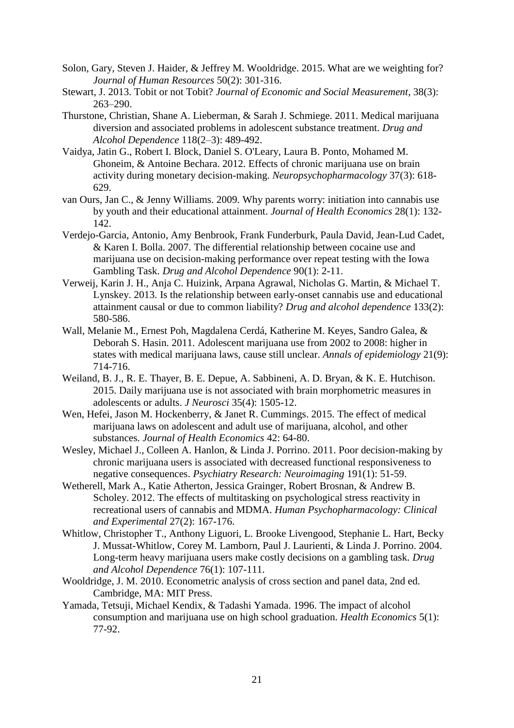Solon, Gary, Steven J. Haider, & Jeffrey M. Wooldridge. 2015. What are we weighting for? *Journal of Human Resources* 50(2): 301-316.

Stewart, J. 2013. Tobit or not Tobit? *Journal of Economic and Social Measurement*, 38(3): 263–290.

Thurstone, Christian, Shane A. Lieberman, & Sarah J. Schmiege. 2011. Medical marijuana diversion and associated problems in adolescent substance treatment. *Drug and Alcohol Dependence* 118(2–3): 489-492.

Vaidya, Jatin G., Robert I. Block, Daniel S. O'Leary, Laura B. Ponto, Mohamed M. Ghoneim, & Antoine Bechara. 2012. Effects of chronic marijuana use on brain activity during monetary decision-making. *Neuropsychopharmacology* 37(3): 618-629.

van Ours, Jan C., & Jenny Williams. 2009. Why parents worry: initiation into cannabis use by youth and their educational attainment. *Journal of Health Economics* 28(1): 132-142.

Verdejo-Garcia, Antonio, Amy Benbrook, Frank Funderburk, Paula David, Jean-Lud Cadet, & Karen I. Bolla. 2007. The differential relationship between cocaine use and marijuana use on decision-making performance over repeat testing with the Iowa Gambling Task. *Drug and Alcohol Dependence* 90(1): 2-11.

Verweij, Karin J. H., Anja C. Huizink, Arpana Agrawal, Nicholas G. Martin, & Michael T. Lynskey. 2013. Is the relationship between early-onset cannabis use and educational attainment causal or due to common liability? *Drug and alcohol dependence* 133(2): 580-586.

Wall, Melanie M., Ernest Poh, Magdalena Cerdá, Katherine M. Keyes, Sandro Galea, & Deborah S. Hasin. 2011. Adolescent marijuana use from 2002 to 2008: higher in states with medical marijuana laws, cause still unclear. *Annals of epidemiology* 21(9): 714-716.

Weiland, B. J., R. E. Thayer, B. E. Depue, A. Sabbineni, A. D. Bryan, & K. E. Hutchison. 2015. Daily marijuana use is not associated with brain morphometric measures in adolescents or adults. *J Neurosci* 35(4): 1505-12.

Wen, Hefei, Jason M. Hockenberry, & Janet R. Cummings. 2015. The effect of medical marijuana laws on adolescent and adult use of marijuana, alcohol, and other substances. *Journal of Health Economics* 42: 64-80.

Wesley, Michael J., Colleen A. Hanlon, & Linda J. Porrino. 2011. Poor decision-making by chronic marijuana users is associated with decreased functional responsiveness to negative consequences. *Psychiatry Research: Neuroimaging* 191(1): 51-59.

Wetherell, Mark A., Katie Atherton, Jessica Grainger, Robert Brosnan, & Andrew B. Scholey. 2012. The effects of multitasking on psychological stress reactivity in recreational users of cannabis and MDMA. *Human Psychopharmacology: Clinical and Experimental* 27(2): 167-176.

Whitlow, Christopher T., Anthony Liguori, L. Brooke Livengood, Stephanie L. Hart, Becky J. Mussat-Whitlow, Corey M. Lamborn, Paul J. Laurienti, & Linda J. Porrino. 2004. Long-term heavy marijuana users make costly decisions on a gambling task. *Drug and Alcohol Dependence* 76(1): 107-111.

Wooldridge, J. M. 2010. Econometric analysis of cross section and panel data, 2nd ed. Cambridge, MA: MIT Press.

Yamada, Tetsuji, Michael Kendix, & Tadashi Yamada. 1996. The impact of alcohol consumption and marijuana use on high school graduation. *Health Economics* 5(1): 77-92.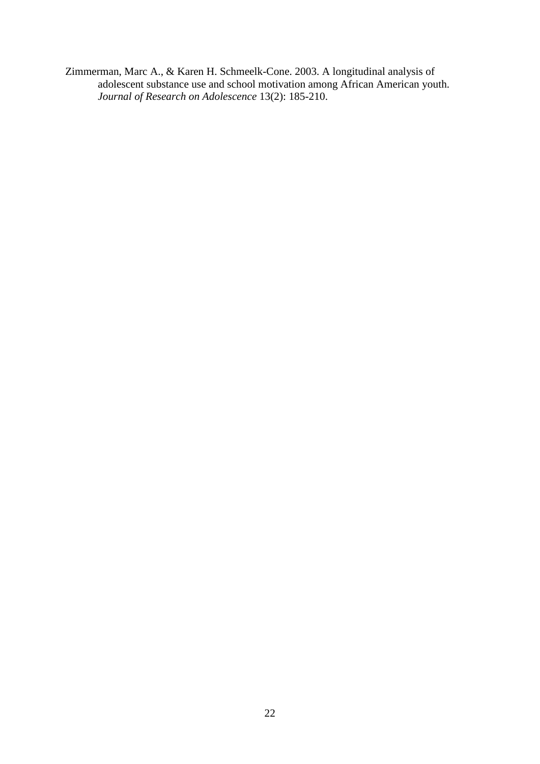Zimmerman, Marc A., & Karen H. Schmeelk-Cone. 2003. A longitudinal analysis of adolescent substance use and school motivation among African American youth. *Journal of Research on Adolescence* 13(2): 185-210.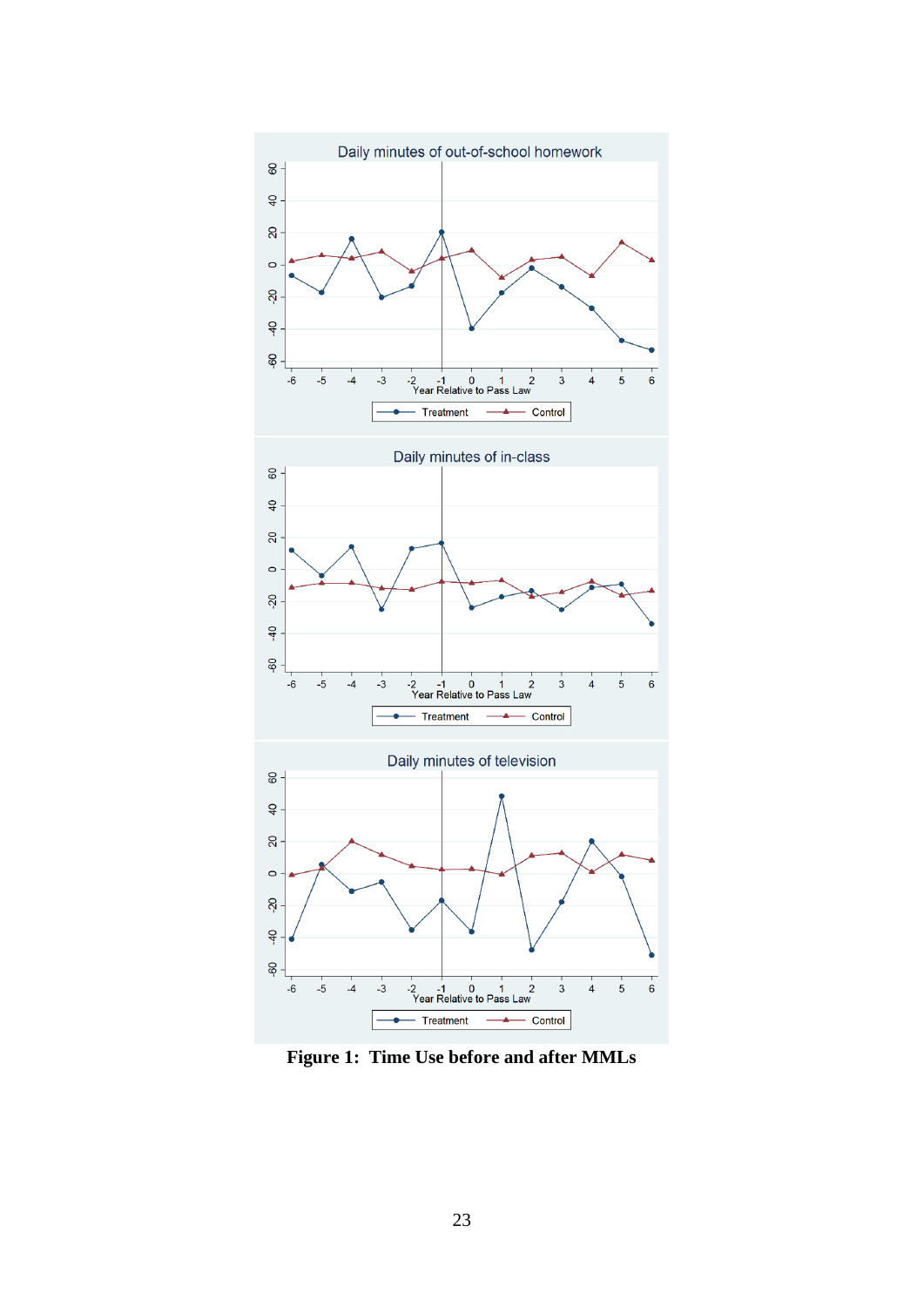**Figure 1: Time Use before and after MMLs**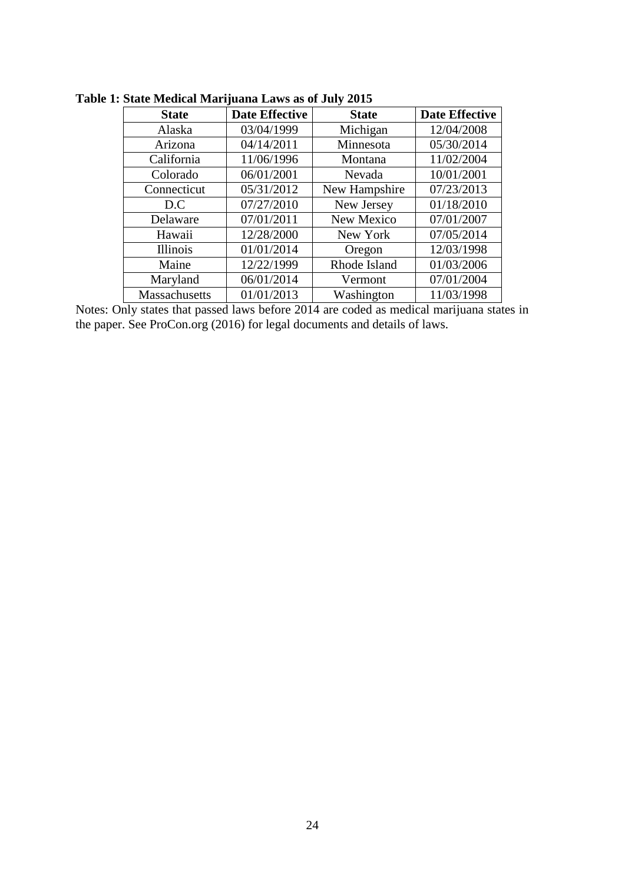**Table 1: State Medical Marijuana Laws as of July 2015**

| State | Date Effective | State | Date Effective |
|---|---|---|---|
| Alaska | 03/04/1999 | Michigan | 12/04/2008 |
| Arizona | 04/14/2011 | Minnesota | 05/30/2014 |
| California | 11/06/1996 | Montana | 11/02/2004 |
| Colorado | 06/01/2001 | Nevada | 10/01/2001 |
| Connecticut | 05/31/2012 | New Hampshire | 07/23/2013 |
| D.C | 07/27/2010 | New Jersey | 01/18/2010 |
| Delaware | 07/01/2011 | New Mexico | 07/01/2007 |
| Hawaii | 12/28/2000 | New York | 07/05/2014 |
| Illinois | 01/01/2014 | Oregon | 12/03/1998 |
| Maine | 12/22/1999 | Rhode Island | 01/03/2006 |
| Maryland | 06/01/2014 | Vermont | 07/01/2004 |
| Massachusetts | 01/01/2013 | Washington | 11/03/1998 |

Notes: Only states that passed laws before 2014 are coded as medical marijuana states in the paper. See ProCon.org (2016) for legal documents and details of laws.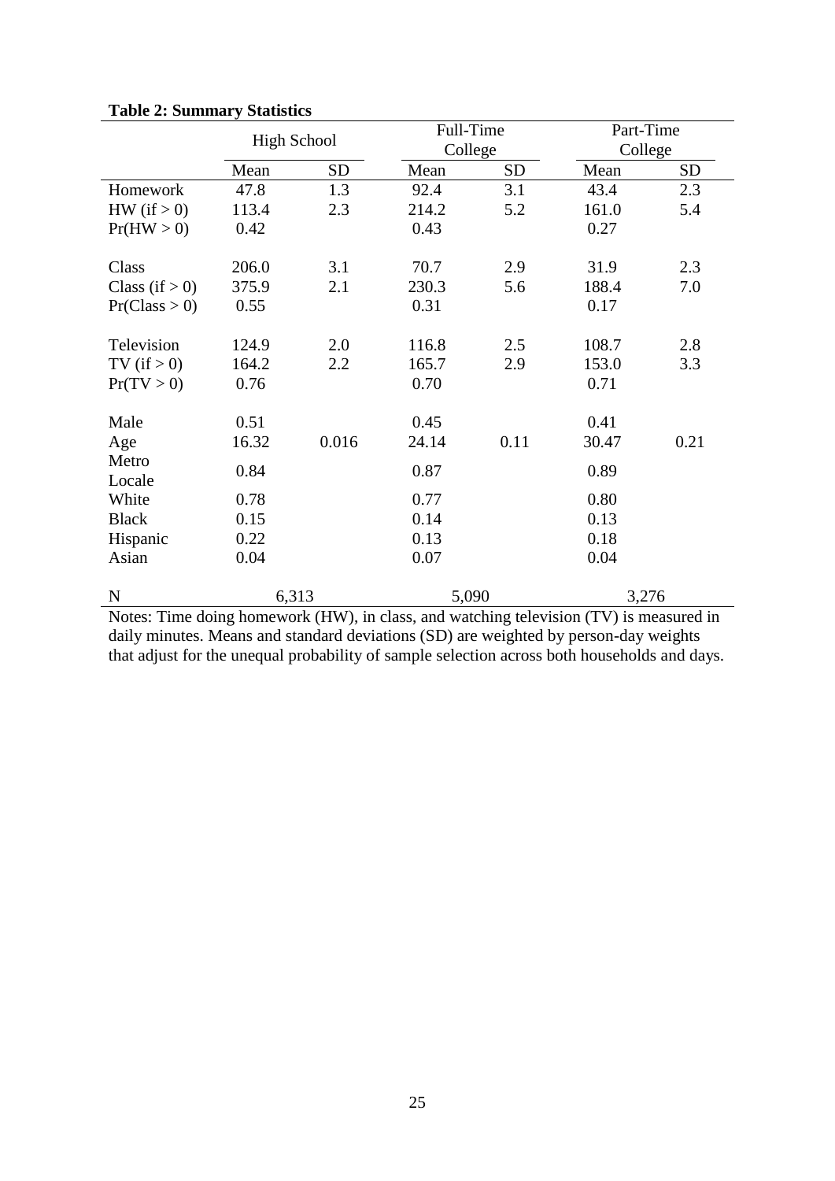**Table 2: Summary Statistics**

| | High School | | Full-Time College | | Part-Time College | |
|---|---|---|---|---|---|---|
| | Mean | SD | Mean | SD | Mean | SD |
| Homework | 47.8 | 1.3 | 92.4 | 3.1 | 43.4 | 2.3 |
| HW (if > 0) | 113.4 | 2.3 | 214.2 | 5.2 | 161.0 | 5.4 |
| Pr(HW > 0) | 0.42 | | 0.43 | | 0.27 | |
| | | | | | | |
| Class | 206.0 | 3.1 | 70.7 | 2.9 | 31.9 | 2.3 |
| Class (if > 0) | 375.9 | 2.1 | 230.3 | 5.6 | 188.4 | 7.0 |
| Pr(Class > 0) | 0.55 | | 0.31 | | 0.17 | |
| | | | | | | |
| Television | 124.9 | 2.0 | 116.8 | 2.5 | 108.7 | 2.8 |
| TV (if > 0) | 164.2 | 2.2 | 165.7 | 2.9 | 153.0 | 3.3 |
| Pr(TV > 0) | 0.76 | | 0.70 | | 0.71 | |
| | | | | | | |
| Male | 0.51 | | 0.45 | | 0.41 | |
| Age | 16.32 | 0.016 | 24.14 | 0.11 | 30.47 | 0.21 |
| Metro Locale | 0.84 | | 0.87 | | 0.89 | |
| White | 0.78 | | 0.77 | | 0.80 | |
| Black | 0.15 | | 0.14 | | 0.13 | |
| Hispanic | 0.22 | | 0.13 | | 0.18 | |
| Asian | 0.04 | | 0.07 | | 0.04 | |
| | | | | | | |
| N | 6,313 | | 5,090 | | 3,276 | |

Notes: Time doing homework (HW), in class, and watching television (TV) is measured in daily minutes. Means and standard deviations (SD) are weighted by person-day weights that adjust for the unequal probability of sample selection across both households and days.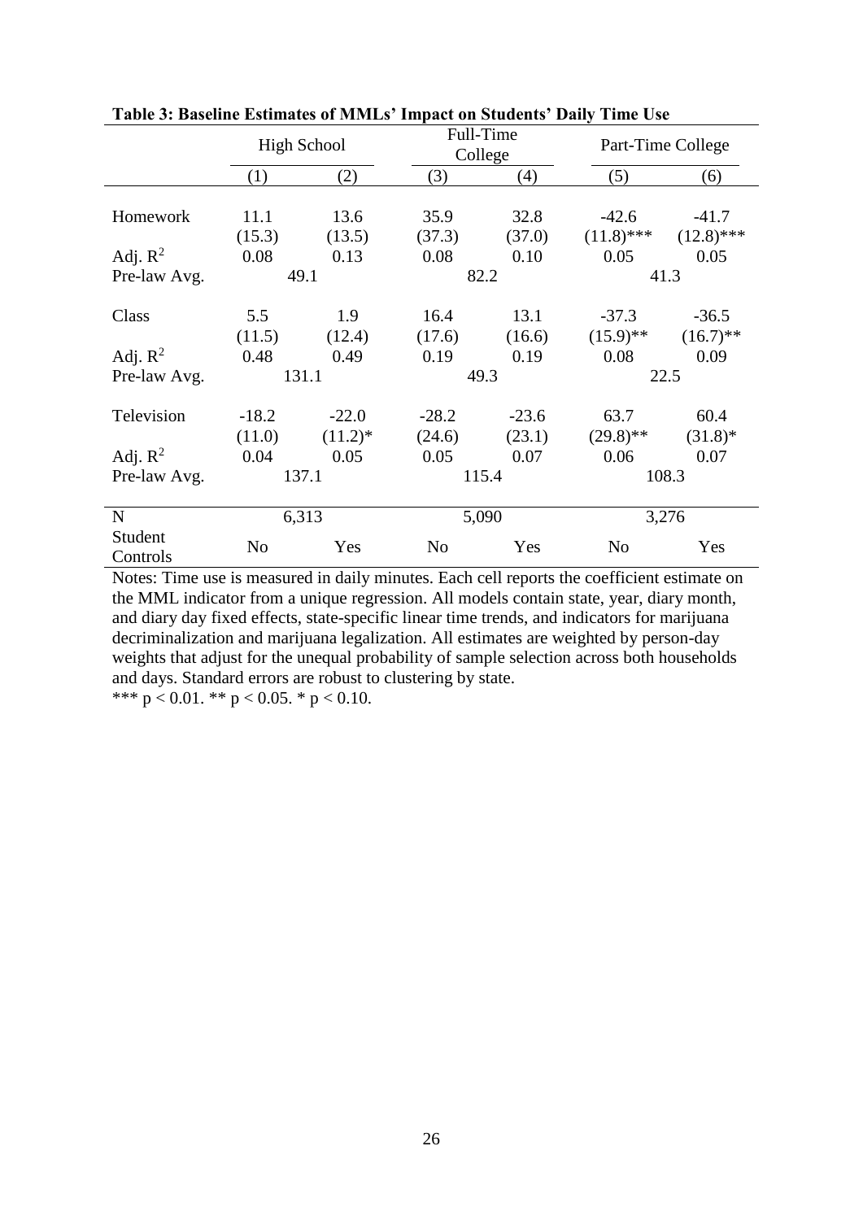**Table 3: Baseline Estimates of MMLs' Impact on Students' Daily Time Use**

| | High School | | Full-Time College | | Part-Time College | |
|---|---|---|---|---|---|---|
| | (1) | (2) | (3) | (4) | (5) | (6) |
| Homework | 11.1 | 13.6 | 35.9 | 32.8 | -42.6 | -41.7 |
| | (15.3) | (13.5) | (37.3) | (37.0) | (11.8)*** | (12.8)*** |
| Adj. $R^2$ | 0.08 | 0.13 | 0.08 | 0.10 | 0.05 | 0.05 |
| Pre-law Avg. | 49.1 | | 82.2 | | 41.3 | |
| Class | 5.5 | 1.9 | 16.4 | 13.1 | -37.3 | -36.5 |
| | (11.5) | (12.4) | (17.6) | (16.6) | (15.9)** | (16.7)** |
| Adj. $R^2$ | 0.48 | 0.49 | 0.19 | 0.19 | 0.08 | 0.09 |
| Pre-law Avg. | 131.1 | | 49.3 | | 22.5 | |
| Television | -18.2 | -22.0 | -28.2 | -23.6 | 63.7 | 60.4 |
| | (11.0) | (11.2)* | (24.6) | (23.1) | (29.8)** | (31.8)* |
| Adj. $R^2$ | 0.04 | 0.05 | 0.05 | 0.07 | 0.06 | 0.07 |
| Pre-law Avg. | 137.1 | | 115.4 | | 108.3 | |
| N | 6,313 | | 5,090 | | 3,276 | |
| Student Controls | No | Yes | No | Yes | No | Yes |

Notes: Time use is measured in daily minutes. Each cell reports the coefficient estimate on the MML indicator from a unique regression. All models contain state, year, diary month, and diary day fixed effects, state-specific linear time trends, and indicators for marijuana decriminalization and marijuana legalization. All estimates are weighted by person-day weights that adjust for the unequal probability of sample selection across both households and days. Standard errors are robust to clustering by state.

*** $p < 0.01$. ** $p < 0.05$. * $p < 0.10$.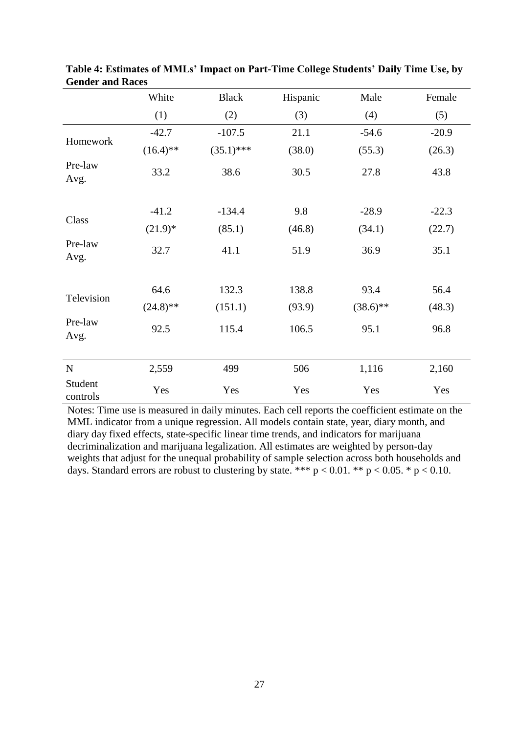**Table 4: Estimates of MMLs' Impact on Part-Time College Students' Daily Time Use, by Gender and Races**

| | White | Black | Hispanic | Male | Female |
|---|---|---|---|---|---|
| | (1) | (2) | (3) | (4) | (5) |
| Homework | -42.7 | -107.5 | 21.1 | -54.6 | -20.9 |
| | (16.4)** | (35.1)*** | (38.0) | (55.3) | (26.3) |
| Pre-law Avg. | 33.2 | 38.6 | 30.5 | 27.8 | 43.8 |
| Class | -41.2 | -134.4 | 9.8 | -28.9 | -22.3 |
| | (21.9)* | (85.1) | (46.8) | (34.1) | (22.7) |
| Pre-law Avg. | 32.7 | 41.1 | 51.9 | 36.9 | 35.1 |
| Television | 64.6 | 132.3 | 138.8 | 93.4 | 56.4 |
| | (24.8)** | (151.1) | (93.9) | (38.6)** | (48.3) |
| Pre-law Avg. | 92.5 | 115.4 | 106.5 | 95.1 | 96.8 |
| N | 2,559 | 499 | 506 | 1,116 | 2,160 |
| Student controls | Yes | Yes | Yes | Yes | Yes |

Notes: Time use is measured in daily minutes. Each cell reports the coefficient estimate on the MML indicator from a unique regression. All models contain state, year, diary month, and diary day fixed effects, state-specific linear time trends, and indicators for marijuana decriminalization and marijuana legalization. All estimates are weighted by person-day weights that adjust for the unequal probability of sample selection across both households and days. Standard errors are robust to clustering by state. *** $p < 0.01$. ** $p < 0.05$. * $p < 0.10$.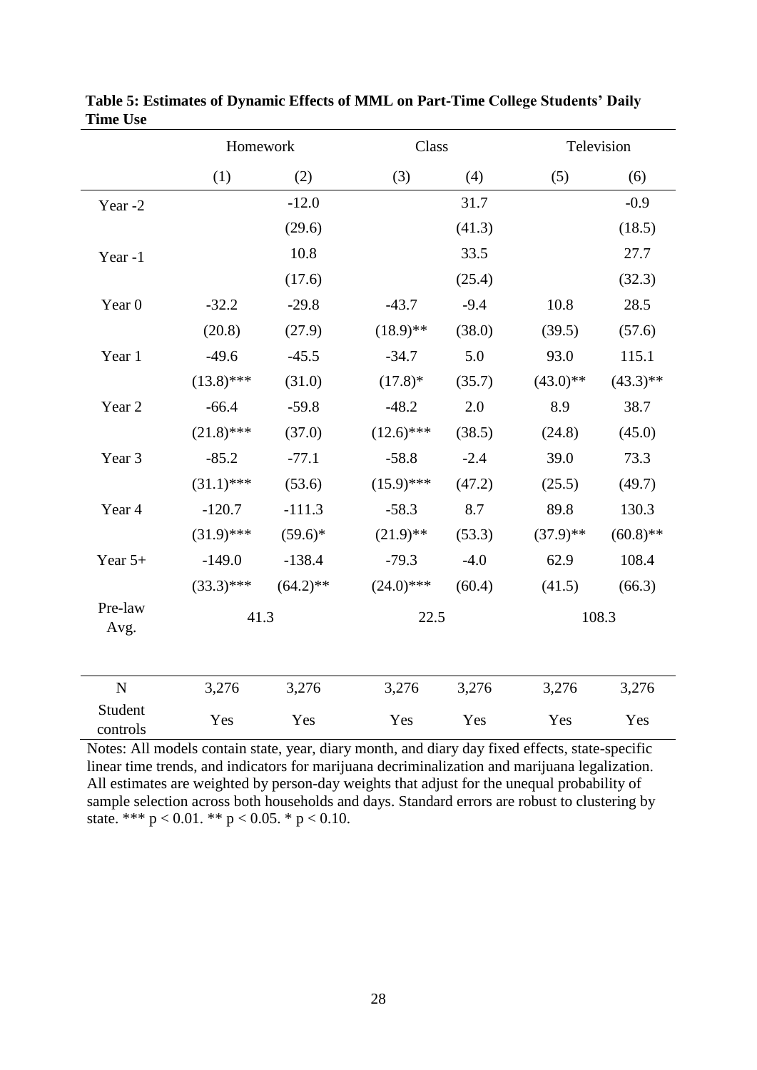**Table 5: Estimates of Dynamic Effects of MML on Part-Time College Students' Daily Time Use**

| | Homework | | Class | | Television | |
|---|---|---|---|---|---|---|
| | (1) | (2) | (3) | (4) | (5) | (6) |
| Year -2 | | -12.0 | | 31.7 | | -0.9 |
| | | (29.6) | | (41.3) | | (18.5) |
| Year -1 | | 10.8 | | 33.5 | | 27.7 |
| | | (17.6) | | (25.4) | | (32.3) |
| Year 0 | -32.2 | -29.8 | -43.7 | -9.4 | 10.8 | 28.5 |
| | (20.8) | (27.9) | (18.9)** | (38.0) | (39.5) | (57.6) |
| Year 1 | -49.6 | -45.5 | -34.7 | 5.0 | 93.0 | 115.1 |
| | (13.8)*** | (31.0) | (17.8)* | (35.7) | (43.0)** | (43.3)** |
| Year 2 | -66.4 | -59.8 | -48.2 | 2.0 | 8.9 | 38.7 |
| | (21.8)*** | (37.0) | (12.6)*** | (38.5) | (24.8) | (45.0) |
| Year 3 | -85.2 | -77.1 | -58.8 | -2.4 | 39.0 | 73.3 |
| | (31.1)*** | (53.6) | (15.9)*** | (47.2) | (25.5) | (49.7) |
| Year 4 | -120.7 | -111.3 | -58.3 | 8.7 | 89.8 | 130.3 |
| | (31.9)*** | (59.6)* | (21.9)** | (53.3) | (37.9)** | (60.8)** |
| Year 5+ | -149.0 | -138.4 | -79.3 | -4.0 | 62.9 | 108.4 |
| | (33.3)*** | (64.2)** | (24.0)*** | (60.4) | (41.5) | (66.3) |
| Pre-law Avg. | 41.3 | | 22.5 | | 108.3 | |
| N | 3,276 | 3,276 | 3,276 | 3,276 | 3,276 | 3,276 |
| Student controls | Yes | Yes | Yes | Yes | Yes | Yes |

Notes: All models contain state, year, diary month, and diary day fixed effects, state-specific linear time trends, and indicators for marijuana decriminalization and marijuana legalization. All estimates are weighted by person-day weights that adjust for the unequal probability of sample selection across both households and days. Standard errors are robust to clustering by state. *** $p < 0.01$. ** $p < 0.05$. * $p < 0.10$.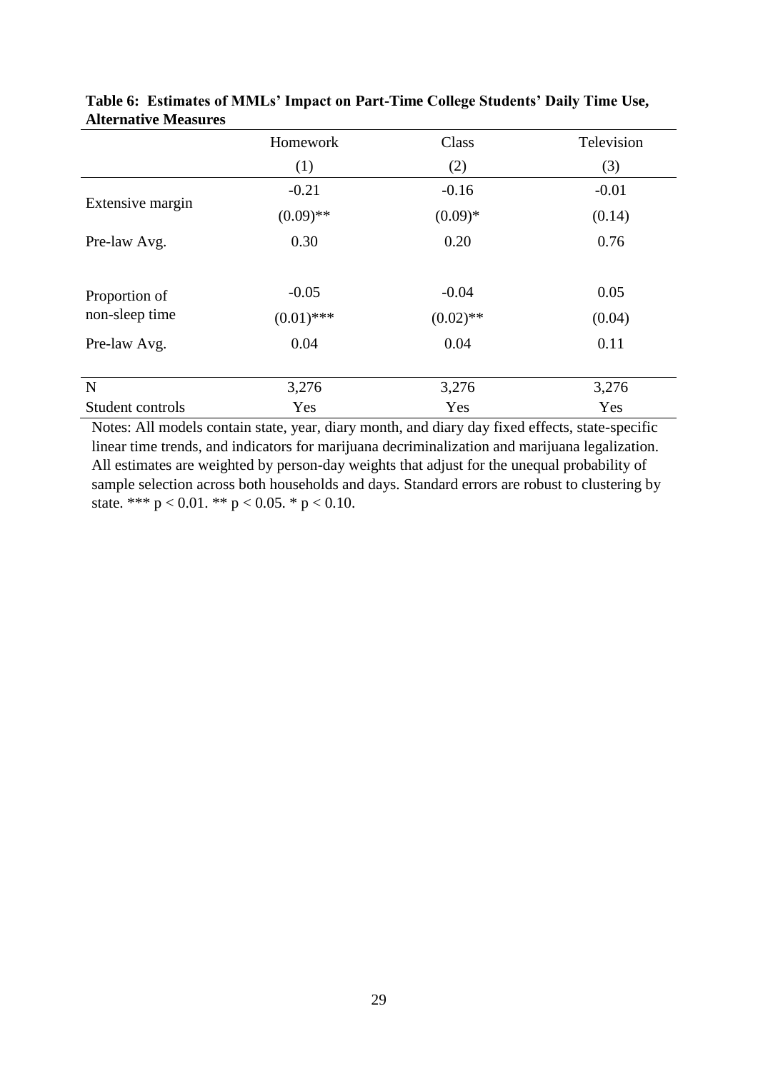**Table 6: Estimates of MMLs' Impact on Part-Time College Students' Daily Time Use, Alternative Measures**

| | Homework | Class | Television |
|---|---|---|---|
| | (1) | (2) | (3) |
| Extensive margin | -0.21 | -0.16 | -0.01 |
| | (0.09)** | (0.09)* | (0.14) |
| Pre-law Avg. | 0.30 | 0.20 | 0.76 |
| Proportion of non-sleep time | -0.05 | -0.04 | 0.05 |
| | (0.01)*** | (0.02)** | (0.04) |
| Pre-law Avg. | 0.04 | 0.04 | 0.11 |
| N | 3,276 | 3,276 | 3,276 |
| Student controls | Yes | Yes | Yes |

Notes: All models contain state, year, diary month, and diary day fixed effects, state-specific linear time trends, and indicators for marijuana decriminalization and marijuana legalization. All estimates are weighted by person-day weights that adjust for the unequal probability of sample selection across both households and days. Standard errors are robust to clustering by state. *** $p < 0.01$. ** $p < 0.05$. * $p < 0.10$.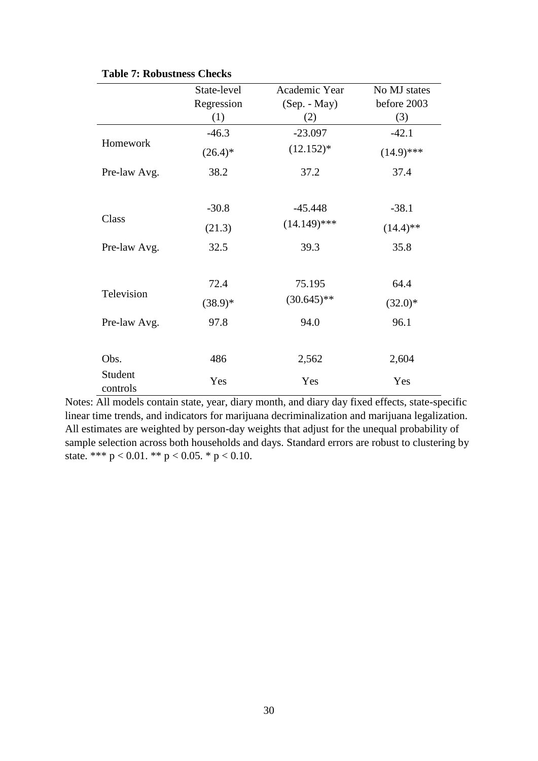**Table 7: Robustness Checks**

| | State-level Regression (1) | Academic Year (Sep. - May) (2) | No MJ states before 2003 (3) |
|---|---|---|---|
| Homework | -46.3 | -23.097 | -42.1 |
| | (26.4)* | (12.152)* | (14.9)*** |
| Pre-law Avg. | 38.2 | 37.2 | 37.4 |
| | | | |
| Class | -30.8 | -45.448 | -38.1 |
| | (21.3) | (14.149)*** | (14.4)** |
| Pre-law Avg. | 32.5 | 39.3 | 35.8 |
| | | | |
| Television | 72.4 | 75.195 | 64.4 |
| | (38.9)* | (30.645)** | (32.0)* |
| Pre-law Avg. | 97.8 | 94.0 | 96.1 |
| | | | |
| Obs. | 486 | 2,562 | 2,604 |
| Student controls | Yes | Yes | Yes |

Notes: All models contain state, year, diary month, and diary day fixed effects, state-specific linear time trends, and indicators for marijuana decriminalization and marijuana legalization. All estimates are weighted by person-day weights that adjust for the unequal probability of sample selection across both households and days. Standard errors are robust to clustering by state. *** $p < 0.01$. ** $p < 0.05$. * $p < 0.10$.